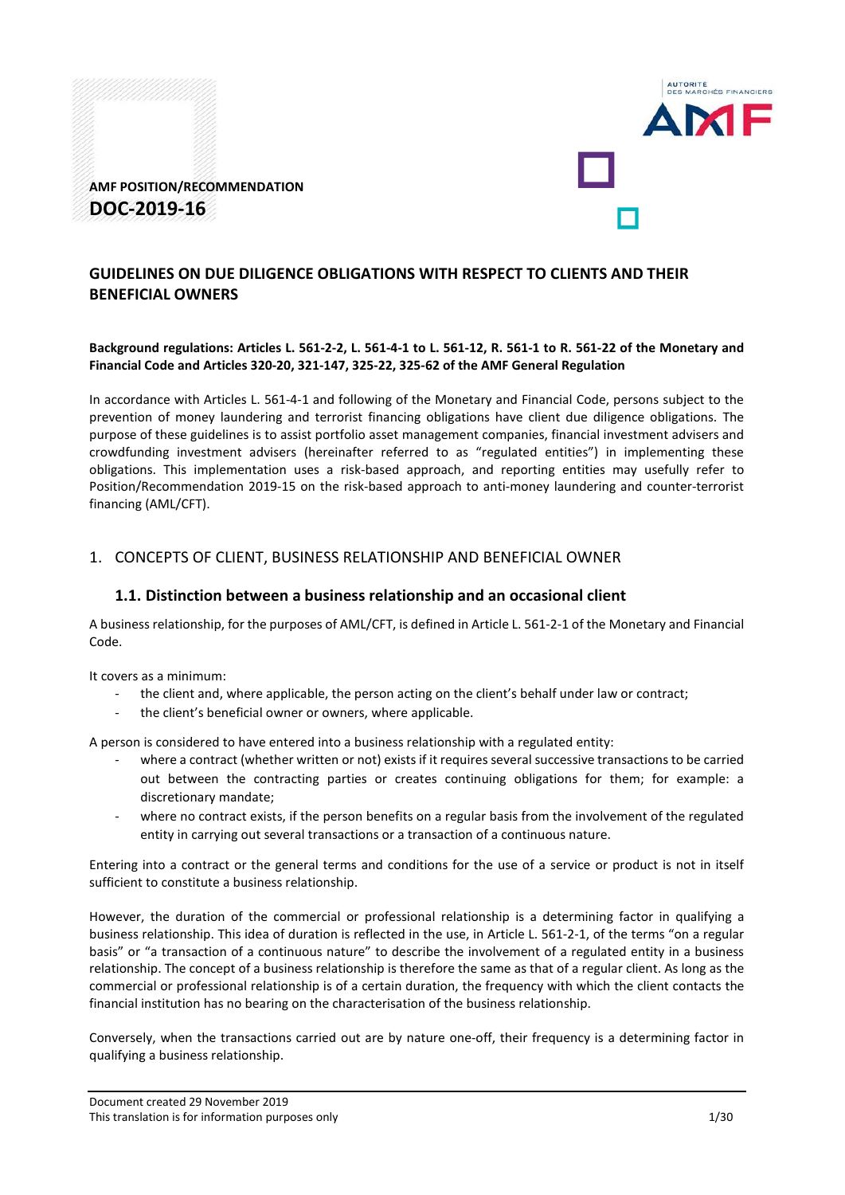AMF POSITION/RECOMMENDATION

**DOC-2019-16**

# GUIDELINES ON DUE DILIGENCE OBLIGATIONS WITH RESPECT TO CLIENTS AND THEIR BENEFICIAL OWNERS

**Background regulations: Articles L. 561-2-2, L. 561-4-1 to L. 561-12, R. 561-1 to R. 561-22 of the Monetary and Financial Code and Articles 320-20, 321-147, 325-22, 325-62 of the AMF General Regulation**

In accordance with Articles L. 561-4-1 and following of the Monetary and Financial Code, persons subject to the prevention of money laundering and terrorist financing obligations have client due diligence obligations. The purpose of these guidelines is to assist portfolio asset management companies, financial investment advisers and crowdfunding investment advisers (hereinafter referred to as "regulated entities") in implementing these obligations. This implementation uses a risk-based approach, and reporting entities may usefully refer to Position/Recommendation 2019-15 on the risk-based approach to anti-money laundering and counter-terrorist financing (AML/CFT).

## 1. CONCEPTS OF CLIENT, BUSINESS RELATIONSHIP AND BENEFICIAL OWNER

### 1.1. Distinction between a business relationship and an occasional client

A business relationship, for the purposes of AML/CFT, is defined in Article L. 561-2-1 of the Monetary and Financial Code.

It covers as a minimum:

- the client and, where applicable, the person acting on the client's behalf under law or contract;
- the client's beneficial owner or owners, where applicable.

A person is considered to have entered into a business relationship with a regulated entity:

- where a contract (whether written or not) exists if it requires several successive transactions to be carried out between the contracting parties or creates continuing obligations for them; for example: a discretionary mandate;
- where no contract exists, if the person benefits on a regular basis from the involvement of the regulated entity in carrying out several transactions or a transaction of a continuous nature.

Entering into a contract or the general terms and conditions for the use of a service or product is not in itself sufficient to constitute a business relationship.

However, the duration of the commercial or professional relationship is a determining factor in qualifying a business relationship. This idea of duration is reflected in the use, in Article L. 561-2-1, of the terms "on a regular basis" or "a transaction of a continuous nature" to describe the involvement of a regulated entity in a business relationship. The concept of a business relationship is therefore the same as that of a regular client. As long as the commercial or professional relationship is of a certain duration, the frequency with which the client contacts the financial institution has no bearing on the characterisation of the business relationship.

Conversely, when the transactions carried out are by nature one-off, their frequency is a determining factor in qualifying a business relationship.

Document created 29 November 2019

This translation is for information purposes only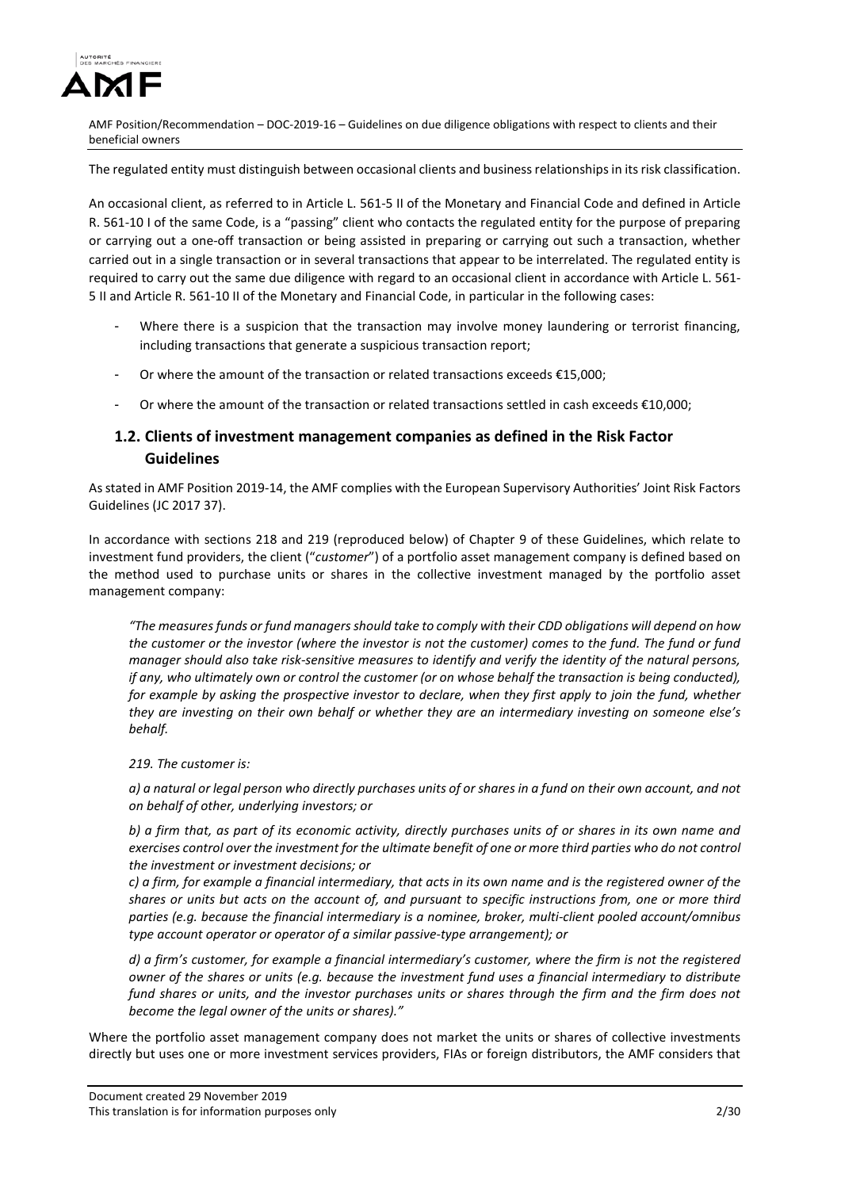The regulated entity must distinguish between occasional clients and business relationships in its risk classification.

An occasional client, as referred to in Article L. 561-5 II of the Monetary and Financial Code and defined in Article R. 561-10 I of the same Code, is a "passing" client who contacts the regulated entity for the purpose of preparing or carrying out a one-off transaction or being assisted in preparing or carrying out such a transaction, whether carried out in a single transaction or in several transactions that appear to be interrelated. The regulated entity is required to carry out the same due diligence with regard to an occasional client in accordance with Article L. 561-5 II and Article R. 561-10 II of the Monetary and Financial Code, in particular in the following cases:

- Where there is a suspicion that the transaction may involve money laundering or terrorist financing, including transactions that generate a suspicious transaction report;
- Or where the amount of the transaction or related transactions exceeds €15,000;
- Or where the amount of the transaction or related transactions settled in cash exceeds €10,000;

## 1.2. Clients of investment management companies as defined in the Risk Factor Guidelines

As stated in AMF Position 2019-14, the AMF complies with the European Supervisory Authorities' Joint Risk Factors Guidelines (JC 2017 37).

In accordance with sections 218 and 219 (reproduced below) of Chapter 9 of these Guidelines, which relate to investment fund providers, the client ("*customer*") of a portfolio asset management company is defined based on the method used to purchase units or shares in the collective investment managed by the portfolio asset management company:

*"The measures funds or fund managers should take to comply with their CDD obligations will depend on how the customer or the investor (where the investor is not the customer) comes to the fund. The fund or fund manager should also take risk-sensitive measures to identify and verify the identity of the natural persons, if any, who ultimately own or control the customer (or on whose behalf the transaction is being conducted), for example by asking the prospective investor to declare, when they first apply to join the fund, whether they are investing on their own behalf or whether they are an intermediary investing on someone else's behalf.*

*219. The customer is:*

*a) a natural or legal person who directly purchases units of or shares in a fund on their own account, and not on behalf of other, underlying investors; or*

*b) a firm that, as part of its economic activity, directly purchases units of or shares in its own name and exercises control over the investment for the ultimate benefit of one or more third parties who do not control the investment or investment decisions; or*

*c) a firm, for example a financial intermediary, that acts in its own name and is the registered owner of the shares or units but acts on the account of, and pursuant to specific instructions from, one or more third parties (e.g. because the financial intermediary is a nominee, broker, multi-client pooled account/omnibus type account operator or operator of a similar passive-type arrangement); or*

*d) a firm's customer, for example a financial intermediary's customer, where the firm is not the registered owner of the shares or units (e.g. because the investment fund uses a financial intermediary to distribute fund shares or units, and the investor purchases units or shares through the firm and the firm does not become the legal owner of the units or shares)."*

Where the portfolio asset management company does not market the units or shares of collective investments directly but uses one or more investment services providers, FIAs or foreign distributors, the AMF considers that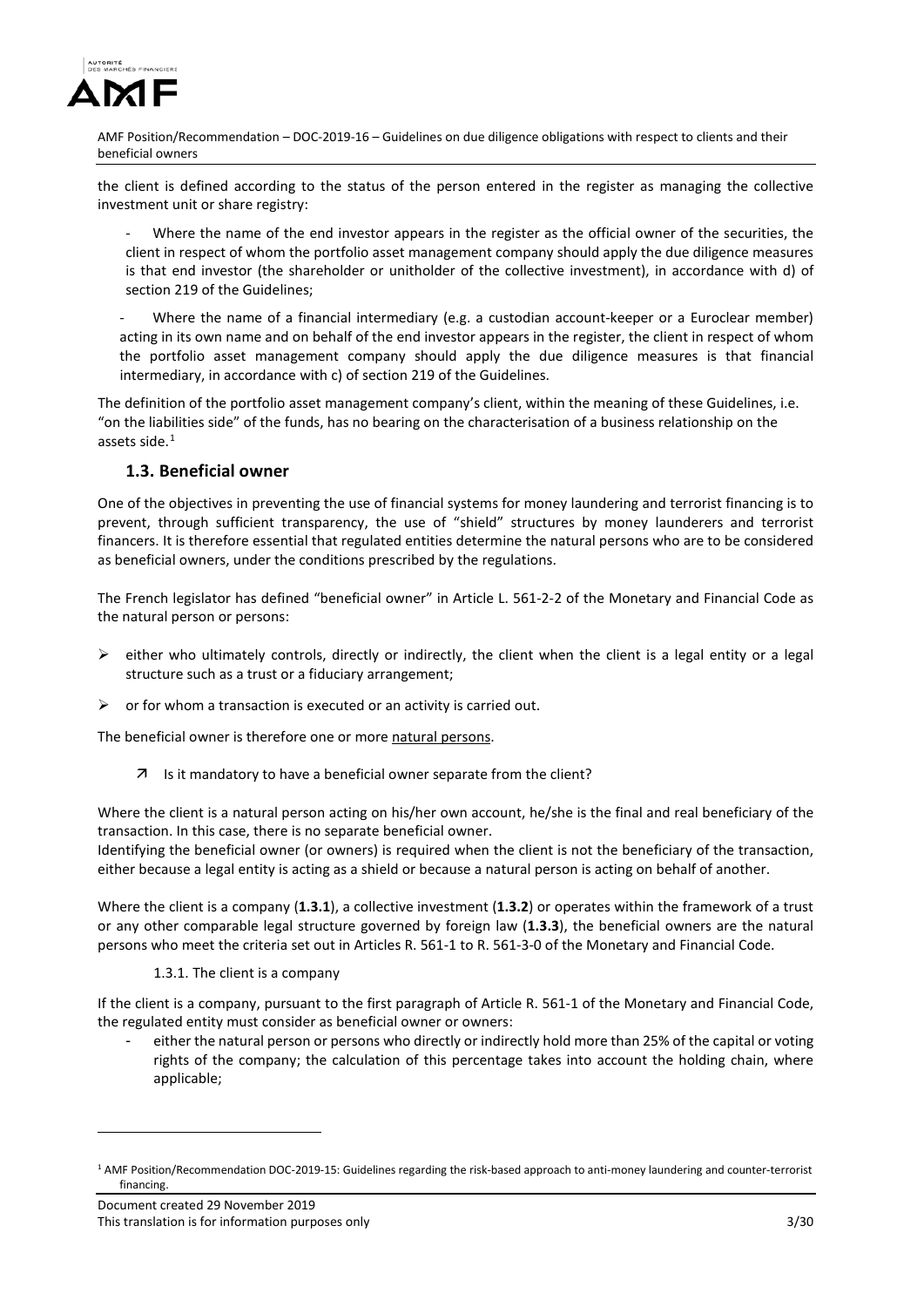the client is defined according to the status of the person entered in the register as managing the collective investment unit or share registry:

- Where the name of the end investor appears in the register as the official owner of the securities, the client in respect of whom the portfolio asset management company should apply the due diligence measures is that end investor (the shareholder or unitholder of the collective investment), in accordance with d) of section 219 of the Guidelines;
- Where the name of a financial intermediary (e.g. a custodian account-keeper or a Euroclear member) acting in its own name and on behalf of the end investor appears in the register, the client in respect of whom the portfolio asset management company should apply the due diligence measures is that financial intermediary, in accordance with c) of section 219 of the Guidelines.

The definition of the portfolio asset management company's client, within the meaning of these Guidelines, i.e. "on the liabilities side" of the funds, has no bearing on the characterisation of a business relationship on the assets side.[1]

## 1.3. Beneficial owner

One of the objectives in preventing the use of financial systems for money laundering and terrorist financing is to prevent, through sufficient transparency, the use of "shield" structures by money launderers and terrorist financers. It is therefore essential that regulated entities determine the natural persons who are to be considered as beneficial owners, under the conditions prescribed by the regulations.

The French legislator has defined "beneficial owner" in Article L. 561-2-2 of the Monetary and Financial Code as the natural person or persons:

- ➢ either who ultimately controls, directly or indirectly, the client when the client is a legal entity or a legal structure such as a trust or a fiduciary arrangement;
- ➢ or for whom a transaction is executed or an activity is carried out.

The beneficial owner is therefore one or more natural persons.

↗ Is it mandatory to have a beneficial owner separate from the client?

Where the client is a natural person acting on his/her own account, he/she is the final and real beneficiary of the transaction. In this case, there is no separate beneficial owner.
Identifying the beneficial owner (or owners) is required when the client is not the beneficiary of the transaction, either because a legal entity is acting as a shield or because a natural person is acting on behalf of another.

Where the client is a company (**1.3.1**), a collective investment (**1.3.2**) or operates within the framework of a trust or any other comparable legal structure governed by foreign law (**1.3.3**), the beneficial owners are the natural persons who meet the criteria set out in Articles R. 561-1 to R. 561-3-0 of the Monetary and Financial Code.

### 1.3.1. The client is a company

If the client is a company, pursuant to the first paragraph of Article R. 561-1 of the Monetary and Financial Code, the regulated entity must consider as beneficial owner or owners:

- either the natural person or persons who directly or indirectly hold more than 25% of the capital or voting rights of the company; the calculation of this percentage takes into account the holding chain, where applicable;

[1] AMF Position/Recommendation DOC-2019-15: Guidelines regarding the risk-based approach to anti-money laundering and counter-terrorist financing.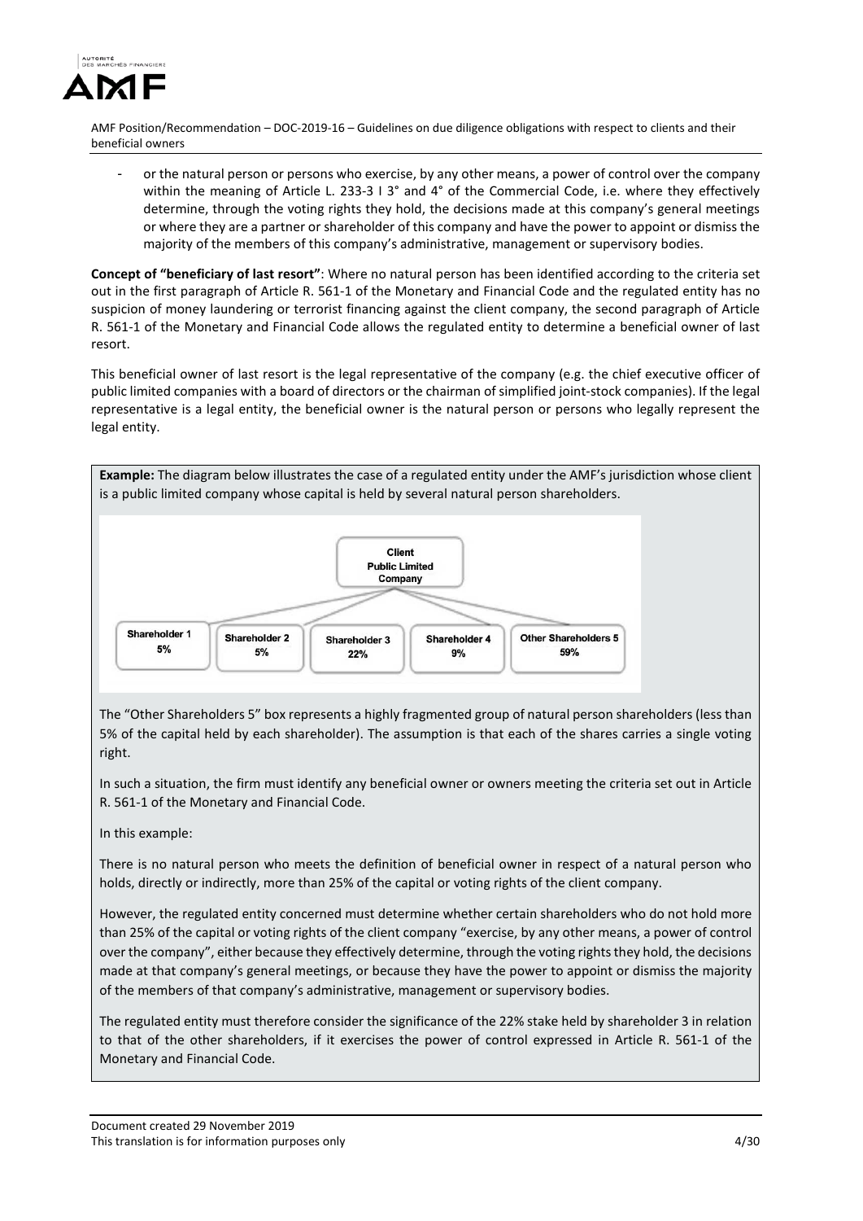- or the natural person or persons who exercise, by any other means, a power of control over the company within the meaning of Article L. 233-3 I 3° and 4° of the Commercial Code, i.e. where they effectively determine, through the voting rights they hold, the decisions made at this company's general meetings or where they are a partner or shareholder of this company and have the power to appoint or dismiss the majority of the members of this company's administrative, management or supervisory bodies.

**Concept of "beneficiary of last resort"**: Where no natural person has been identified according to the criteria set out in the first paragraph of Article R. 561-1 of the Monetary and Financial Code and the regulated entity has no suspicion of money laundering or terrorist financing against the client company, the second paragraph of Article R. 561-1 of the Monetary and Financial Code allows the regulated entity to determine a beneficial owner of last resort.

This beneficial owner of last resort is the legal representative of the company (e.g. the chief executive officer of public limited companies with a board of directors or the chairman of simplified joint-stock companies). If the legal representative is a legal entity, the beneficial owner is the natural person or persons who legally represent the legal entity.

**Example:** The diagram below illustrates the case of a regulated entity under the AMF's jurisdiction whose client is a public limited company whose capital is held by several natural person shareholders.

Client Public Limited Company

| Shareholder 1 | Shareholder 2 | Shareholder 3 | Shareholder 4 | Other Shareholders 5 |
|---|---|---|---|---|
| 5% | 5% | 22% | 9% | 59% |

The "Other Shareholders 5" box represents a highly fragmented group of natural person shareholders (less than 5% of the capital held by each shareholder). The assumption is that each of the shares carries a single voting right.

In such a situation, the firm must identify any beneficial owner or owners meeting the criteria set out in Article R. 561-1 of the Monetary and Financial Code.

In this example:

There is no natural person who meets the definition of beneficial owner in respect of a natural person who holds, directly or indirectly, more than 25% of the capital or voting rights of the client company.

However, the regulated entity concerned must determine whether certain shareholders who do not hold more than 25% of the capital or voting rights of the client company "exercise, by any other means, a power of control over the company", either because they effectively determine, through the voting rights they hold, the decisions made at that company's general meetings, or because they have the power to appoint or dismiss the majority of the members of that company's administrative, management or supervisory bodies.

The regulated entity must therefore consider the significance of the 22% stake held by shareholder 3 in relation to that of the other shareholders, if it exercises the power of control expressed in Article R. 561-1 of the Monetary and Financial Code.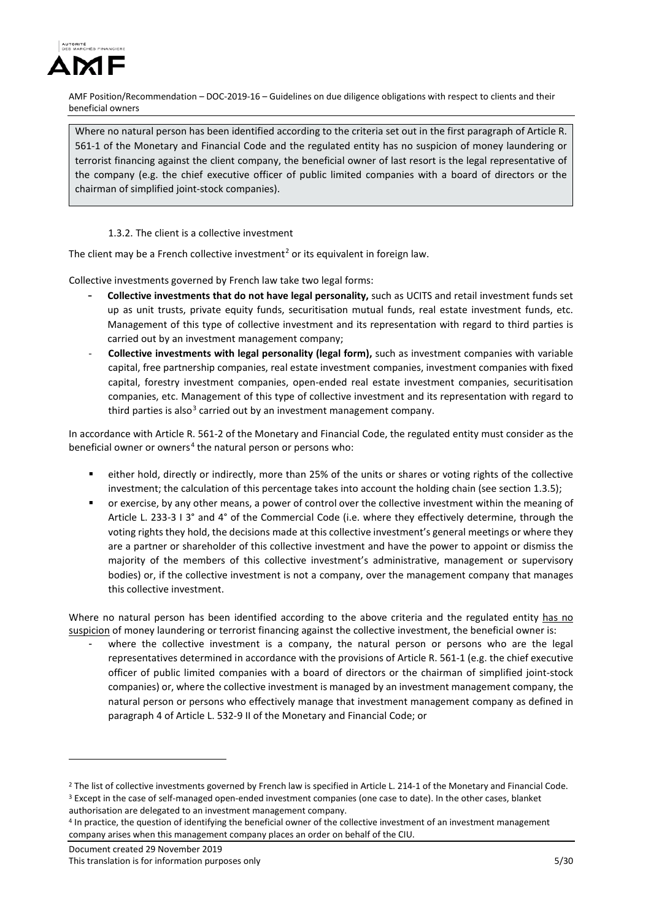Where no natural person has been identified according to the criteria set out in the first paragraph of Article R. 561-1 of the Monetary and Financial Code and the regulated entity has no suspicion of money laundering or terrorist financing against the client company, the beneficial owner of last resort is the legal representative of the company (e.g. the chief executive officer of public limited companies with a board of directors or the chairman of simplified joint-stock companies).

### 1.3.2. The client is a collective investment

The client may be a French collective investment[2] or its equivalent in foreign law.

Collective investments governed by French law take two legal forms:

- **Collective investments that do not have legal personality,** such as UCITS and retail investment funds set up as unit trusts, private equity funds, securitisation mutual funds, real estate investment funds, etc. Management of this type of collective investment and its representation with regard to third parties is carried out by an investment management company;
- **Collective investments with legal personality (legal form),** such as investment companies with variable capital, free partnership companies, real estate investment companies, investment companies with fixed capital, forestry investment companies, open-ended real estate investment companies, securitisation companies, etc. Management of this type of collective investment and its representation with regard to third parties is also[3] carried out by an investment management company.

In accordance with Article R. 561-2 of the Monetary and Financial Code, the regulated entity must consider as the beneficial owner or owners[4] the natural person or persons who:

- either hold, directly or indirectly, more than 25% of the units or shares or voting rights of the collective investment; the calculation of this percentage takes into account the holding chain (see section 1.3.5);
- or exercise, by any other means, a power of control over the collective investment within the meaning of Article L. 233-3 I 3° and 4° of the Commercial Code (i.e. where they effectively determine, through the voting rights they hold, the decisions made at this collective investment's general meetings or where they are a partner or shareholder of this collective investment and have the power to appoint or dismiss the majority of the members of this collective investment's administrative, management or supervisory bodies) or, if the collective investment is not a company, over the management company that manages this collective investment.

Where no natural person has been identified according to the above criteria and the regulated entity has no suspicion of money laundering or terrorist financing against the collective investment, the beneficial owner is:

- where the collective investment is a company, the natural person or persons who are the legal representatives determined in accordance with the provisions of Article R. 561-1 (e.g. the chief executive officer of public limited companies with a board of directors or the chairman of simplified joint-stock companies) or, where the collective investment is managed by an investment management company, the natural person or persons who effectively manage that investment management company as defined in paragraph 4 of Article L. 532-9 II of the Monetary and Financial Code; or

---

[2] The list of collective investments governed by French law is specified in Article L. 214-1 of the Monetary and Financial Code.

[3] Except in the case of self-managed open-ended investment companies (one case to date). In the other cases, blanket authorisation are delegated to an investment management company.

[4] In practice, the question of identifying the beneficial owner of the collective investment of an investment management company arises when this management company places an order on behalf of the CIU.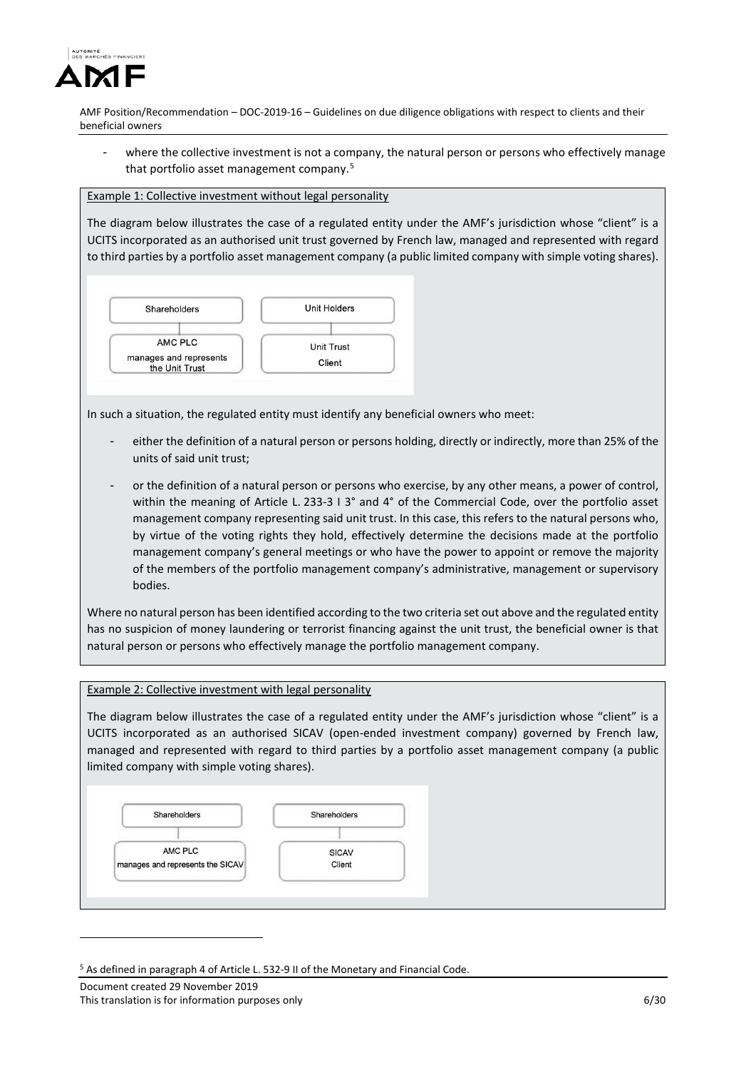- where the collective investment is not a company, the natural person or persons who effectively manage that portfolio asset management company.[5]

Example 1: Collective investment without legal personality

The diagram below illustrates the case of a regulated entity under the AMF's jurisdiction whose "client" is a UCITS incorporated as an authorised unit trust governed by French law, managed and represented with regard to third parties by a portfolio asset management company (a public limited company with simple voting shares).

| Shareholders | Unit Holders |
|---|---|
| AMC PLC manages and represents the Unit Trust | Unit Trust Client |

In such a situation, the regulated entity must identify any beneficial owners who meet:

- either the definition of a natural person or persons holding, directly or indirectly, more than 25% of the units of said unit trust;
- or the definition of a natural person or persons who exercise, by any other means, a power of control, within the meaning of Article L. 233-3 I 3° and 4° of the Commercial Code, over the portfolio asset management company representing said unit trust. In this case, this refers to the natural persons who, by virtue of the voting rights they hold, effectively determine the decisions made at the portfolio management company's general meetings or who have the power to appoint or remove the majority of the members of the portfolio management company's administrative, management or supervisory bodies.

Where no natural person has been identified according to the two criteria set out above and the regulated entity has no suspicion of money laundering or terrorist financing against the unit trust, the beneficial owner is that natural person or persons who effectively manage the portfolio management company.

Example 2: Collective investment with legal personality

The diagram below illustrates the case of a regulated entity under the AMF's jurisdiction whose "client" is a UCITS incorporated as an authorised SICAV (open-ended investment company) governed by French law, managed and represented with regard to third parties by a portfolio asset management company (a public limited company with simple voting shares).

| Shareholders | Shareholders |
|---|---|
| AMC PLC manages and represents the SICAV | SICAV Client |

[5] As defined in paragraph 4 of Article L. 532-9 II of the Monetary and Financial Code.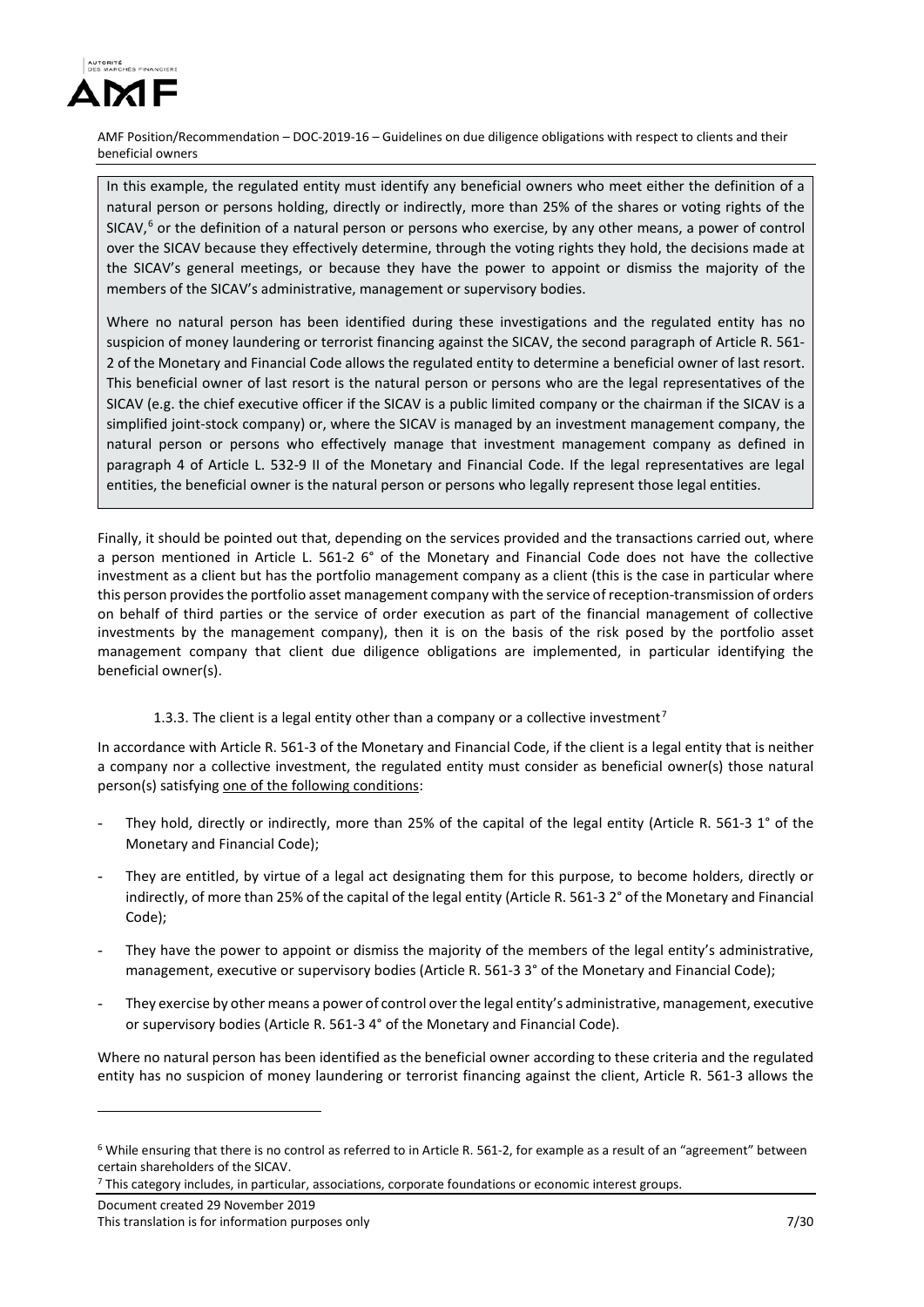In this example, the regulated entity must identify any beneficial owners who meet either the definition of a natural person or persons holding, directly or indirectly, more than 25% of the shares or voting rights of the SICAV,[6] or the definition of a natural person or persons who exercise, by any other means, a power of control over the SICAV because they effectively determine, through the voting rights they hold, the decisions made at the SICAV's general meetings, or because they have the power to appoint or dismiss the majority of the members of the SICAV's administrative, management or supervisory bodies.

Where no natural person has been identified during these investigations and the regulated entity has no suspicion of money laundering or terrorist financing against the SICAV, the second paragraph of Article R. 561-2 of the Monetary and Financial Code allows the regulated entity to determine a beneficial owner of last resort. This beneficial owner of last resort is the natural person or persons who are the legal representatives of the SICAV (e.g. the chief executive officer if the SICAV is a public limited company or the chairman if the SICAV is a simplified joint-stock company) or, where the SICAV is managed by an investment management company, the natural person or persons who effectively manage that investment management company as defined in paragraph 4 of Article L. 532-9 II of the Monetary and Financial Code. If the legal representatives are legal entities, the beneficial owner is the natural person or persons who legally represent those legal entities.

Finally, it should be pointed out that, depending on the services provided and the transactions carried out, where a person mentioned in Article L. 561-2 6° of the Monetary and Financial Code does not have the collective investment as a client but has the portfolio management company as a client (this is the case in particular where this person provides the portfolio asset management company with the service of reception-transmission of orders on behalf of third parties or the service of order execution as part of the financial management of collective investments by the management company), then it is on the basis of the risk posed by the portfolio asset management company that client due diligence obligations are implemented, in particular identifying the beneficial owner(s).

#### 1.3.3. The client is a legal entity other than a company or a collective investment[7]

In accordance with Article R. 561-3 of the Monetary and Financial Code, if the client is a legal entity that is neither a company nor a collective investment, the regulated entity must consider as beneficial owner(s) those natural person(s) satisfying <u>one of the following conditions</u>:

- They hold, directly or indirectly, more than 25% of the capital of the legal entity (Article R. 561-3 1° of the Monetary and Financial Code);
- They are entitled, by virtue of a legal act designating them for this purpose, to become holders, directly or indirectly, of more than 25% of the capital of the legal entity (Article R. 561-3 2° of the Monetary and Financial Code);
- They have the power to appoint or dismiss the majority of the members of the legal entity's administrative, management, executive or supervisory bodies (Article R. 561-3 3° of the Monetary and Financial Code);
- They exercise by other means a power of control over the legal entity's administrative, management, executive or supervisory bodies (Article R. 561-3 4° of the Monetary and Financial Code).

Where no natural person has been identified as the beneficial owner according to these criteria and the regulated entity has no suspicion of money laundering or terrorist financing against the client, Article R. 561-3 allows the

[6] While ensuring that there is no control as referred to in Article R. 561-2, for example as a result of an "agreement" between certain shareholders of the SICAV.

[7] This category includes, in particular, associations, corporate foundations or economic interest groups.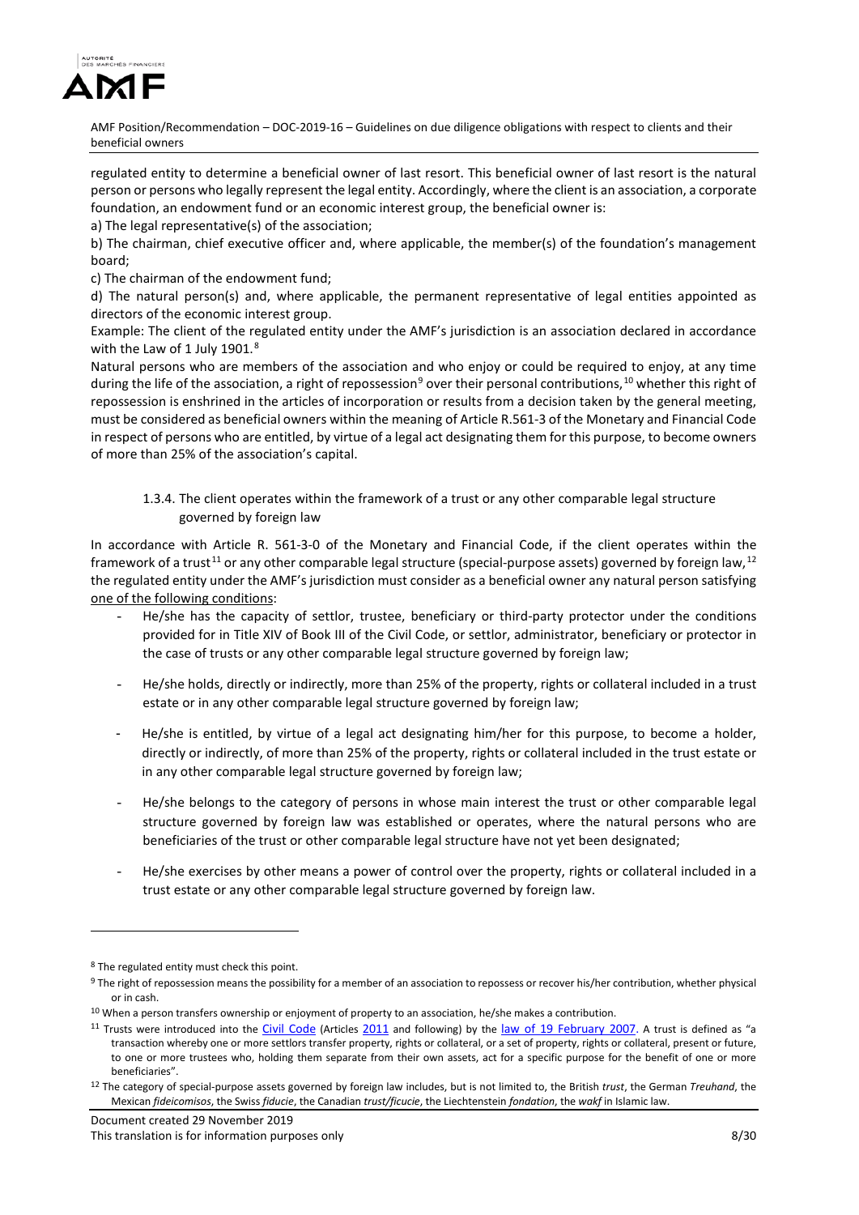regulated entity to determine a beneficial owner of last resort. This beneficial owner of last resort is the natural person or persons who legally represent the legal entity. Accordingly, where the client is an association, a corporate foundation, an endowment fund or an economic interest group, the beneficial owner is:

a) The legal representative(s) of the association;

b) The chairman, chief executive officer and, where applicable, the member(s) of the foundation's management board;

c) The chairman of the endowment fund;

d) The natural person(s) and, where applicable, the permanent representative of legal entities appointed as directors of the economic interest group.

Example: The client of the regulated entity under the AMF's jurisdiction is an association declared in accordance with the Law of 1 July 1901.[8]

Natural persons who are members of the association and who enjoy or could be required to enjoy, at any time during the life of the association, a right of repossession[9] over their personal contributions,[10] whether this right of repossession is enshrined in the articles of incorporation or results from a decision taken by the general meeting, must be considered as beneficial owners within the meaning of Article R.561-3 of the Monetary and Financial Code in respect of persons who are entitled, by virtue of a legal act designating them for this purpose, to become owners of more than 25% of the association's capital.

### 1.3.4. The client operates within the framework of a trust or any other comparable legal structure governed by foreign law

In accordance with Article R. 561-3-0 of the Monetary and Financial Code, if the client operates within the framework of a trust[11] or any other comparable legal structure (special-purpose assets) governed by foreign law,[12] the regulated entity under the AMF's jurisdiction must consider as a beneficial owner any natural person satisfying <u>one of the following conditions</u>:

- He/she has the capacity of settlor, trustee, beneficiary or third-party protector under the conditions provided for in Title XIV of Book III of the Civil Code, or settlor, administrator, beneficiary or protector in the case of trusts or any other comparable legal structure governed by foreign law;

- He/she holds, directly or indirectly, more than 25% of the property, rights or collateral included in a trust estate or in any other comparable legal structure governed by foreign law;

- He/she is entitled, by virtue of a legal act designating him/her for this purpose, to become a holder, directly or indirectly, of more than 25% of the property, rights or collateral included in the trust estate or in any other comparable legal structure governed by foreign law;

- He/she belongs to the category of persons in whose main interest the trust or other comparable legal structure governed by foreign law was established or operates, where the natural persons who are beneficiaries of the trust or other comparable legal structure have not yet been designated;

- He/she exercises by other means a power of control over the property, rights or collateral included in a trust estate or any other comparable legal structure governed by foreign law.

---

[8] The regulated entity must check this point.

[9] The right of repossession means the possibility for a member of an association to repossess or recover his/her contribution, whether physical or in cash.

[10] When a person transfers ownership or enjoyment of property to an association, he/she makes a contribution.

[11] Trusts were introduced into the Civil Code (Articles 2011 and following) by the law of 19 February 2007. A trust is defined as "a transaction whereby one or more settlors transfer property, rights or collateral, or a set of property, rights or collateral, present or future, to one or more trustees who, holding them separate from their own assets, act for a specific purpose for the benefit of one or more beneficiaries".

[12] The category of special-purpose assets governed by foreign law includes, but is not limited to, the British *trust*, the German *Treuhand*, the Mexican *fideicomisos*, the Swiss *fiducie*, the Canadian *trust/ficucie*, the Liechtenstein *fondation*, the *wakf* in Islamic law.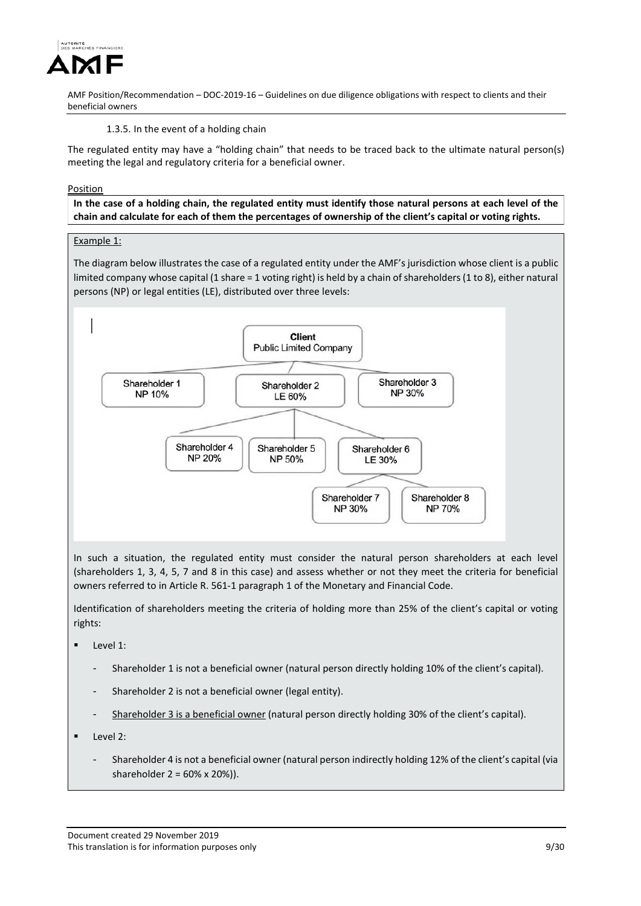#### 1.3.5. In the event of a holding chain

The regulated entity may have a "holding chain" that needs to be traced back to the ultimate natural person(s) meeting the legal and regulatory criteria for a beneficial owner.

Position

**In the case of a holding chain, the regulated entity must identify those natural persons at each level of the chain and calculate for each of them the percentages of ownership of the client's capital or voting rights.**

Example 1:

The diagram below illustrates the case of a regulated entity under the AMF's jurisdiction whose client is a public limited company whose capital (1 share = 1 voting right) is held by a chain of shareholders (1 to 8), either natural persons (NP) or legal entities (LE), distributed over three levels:

- Client – Public Limited Company
  - Shareholder 1 – NP 10%
  - Shareholder 2 – LE 60%
    - Shareholder 4 – NP 20%
    - Shareholder 5 – NP 50%
    - Shareholder 6 – LE 30%
      - Shareholder 7 – NP 30%
      - Shareholder 8 – NP 70%
  - Shareholder 3 – NP 30%

In such a situation, the regulated entity must consider the natural person shareholders at each level (shareholders 1, 3, 4, 5, 7 and 8 in this case) and assess whether or not they meet the criteria for beneficial owners referred to in Article R. 561-1 paragraph 1 of the Monetary and Financial Code.

Identification of shareholders meeting the criteria of holding more than 25% of the client's capital or voting rights:

- Level 1:
  - Shareholder 1 is not a beneficial owner (natural person directly holding 10% of the client's capital).
  - Shareholder 2 is not a beneficial owner (legal entity).
  - Shareholder 3 is a beneficial owner (natural person directly holding 30% of the client's capital).
- Level 2:
  - Shareholder 4 is not a beneficial owner (natural person indirectly holding 12% of the client's capital (via shareholder 2 = 60% x 20%)).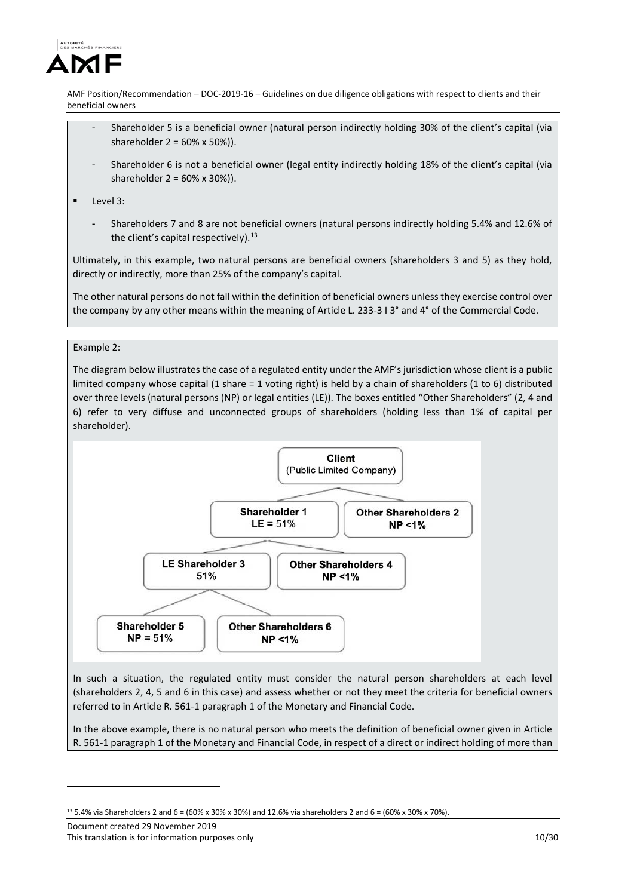- Shareholder 5 is a beneficial owner (natural person indirectly holding 30% of the client's capital (via shareholder 2 = 60% x 50%)).
- Shareholder 6 is not a beneficial owner (legal entity indirectly holding 18% of the client's capital (via shareholder 2 = 60% x 30%)).

- Level 3:
  - Shareholders 7 and 8 are not beneficial owners (natural persons indirectly holding 5.4% and 12.6% of the client's capital respectively).[13]

Ultimately, in this example, two natural persons are beneficial owners (shareholders 3 and 5) as they hold, directly or indirectly, more than 25% of the company's capital.

The other natural persons do not fall within the definition of beneficial owners unless they exercise control over the company by any other means within the meaning of Article L. 233-3 I 3° and 4° of the Commercial Code.

Example 2:

The diagram below illustrates the case of a regulated entity under the AMF's jurisdiction whose client is a public limited company whose capital (1 share = 1 voting right) is held by a chain of shareholders (1 to 6) distributed over three levels (natural persons (NP) or legal entities (LE)). The boxes entitled "Other Shareholders" (2, 4 and 6) refer to very diffuse and unconnected groups of shareholders (holding less than 1% of capital per shareholder).

- **Client** (Public Limited Company)
  - **Shareholder 1** LE = 51%
    - **LE Shareholder 3** 51%
      - **Shareholder 5** NP = 51%
      - **Other Shareholders 6** NP <1%
    - **Other Shareholders 4** NP <1%
  - **Other Shareholders 2** NP <1%

In such a situation, the regulated entity must consider the natural person shareholders at each level (shareholders 2, 4, 5 and 6 in this case) and assess whether or not they meet the criteria for beneficial owners referred to in Article R. 561-1 paragraph 1 of the Monetary and Financial Code.

In the above example, there is no natural person who meets the definition of beneficial owner given in Article R. 561-1 paragraph 1 of the Monetary and Financial Code, in respect of a direct or indirect holding of more than

[13] 5.4% via Shareholders 2 and 6 = (60% x 30% x 30%) and 12.6% via shareholders 2 and 6 = (60% x 30% x 70%).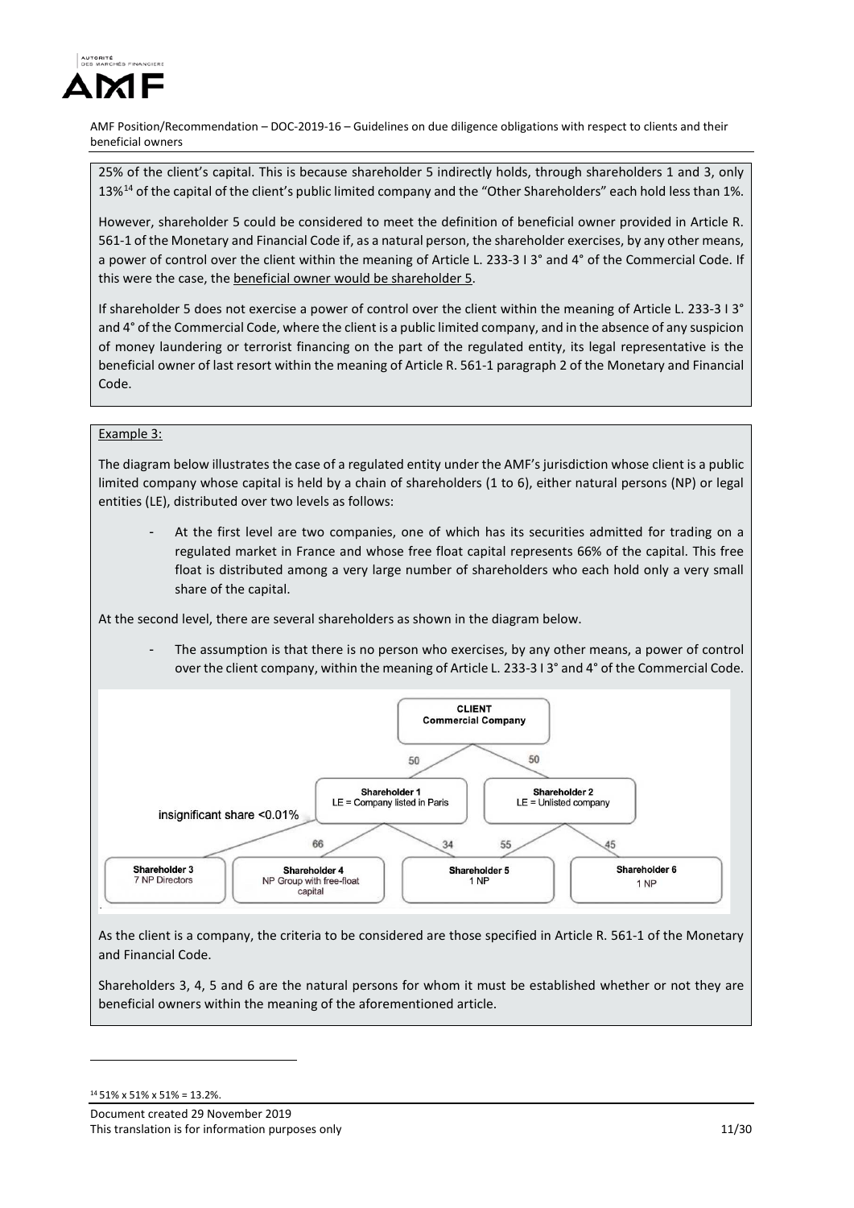25% of the client's capital. This is because shareholder 5 indirectly holds, through shareholders 1 and 3, only 13%[14] of the capital of the client's public limited company and the "Other Shareholders" each hold less than 1%.

However, shareholder 5 could be considered to meet the definition of beneficial owner provided in Article R. 561-1 of the Monetary and Financial Code if, as a natural person, the shareholder exercises, by any other means, a power of control over the client within the meaning of Article L. 233-3 I 3° and 4° of the Commercial Code. If this were the case, the beneficial owner would be shareholder 5.

If shareholder 5 does not exercise a power of control over the client within the meaning of Article L. 233-3 I 3° and 4° of the Commercial Code, where the client is a public limited company, and in the absence of any suspicion of money laundering or terrorist financing on the part of the regulated entity, its legal representative is the beneficial owner of last resort within the meaning of Article R. 561-1 paragraph 2 of the Monetary and Financial Code.

Example 3:

The diagram below illustrates the case of a regulated entity under the AMF's jurisdiction whose client is a public limited company whose capital is held by a chain of shareholders (1 to 6), either natural persons (NP) or legal entities (LE), distributed over two levels as follows:

- At the first level are two companies, one of which has its securities admitted for trading on a regulated market in France and whose free float capital represents 66% of the capital. This free float is distributed among a very large number of shareholders who each hold only a very small share of the capital.

At the second level, there are several shareholders as shown in the diagram below.

- The assumption is that there is no person who exercises, by any other means, a power of control over the client company, within the meaning of Article L. 233-3 I 3° and 4° of the Commercial Code.

CLIENT
Commercial Company

50 | 50

Shareholder 1
LE = Company listed in Paris

Shareholder 2
LE = Unlisted company

insignificant share <0.01%

66 | 34 | 55 | 45

Shareholder 3
7 NP Directors

Shareholder 4
NP Group with free-float capital

Shareholder 5
1 NP

Shareholder 6
1 NP

As the client is a company, the criteria to be considered are those specified in Article R. 561-1 of the Monetary and Financial Code.

Shareholders 3, 4, 5 and 6 are the natural persons for whom it must be established whether or not they are beneficial owners within the meaning of the aforementioned article.

[14] 51% x 51% x 51% = 13.2%.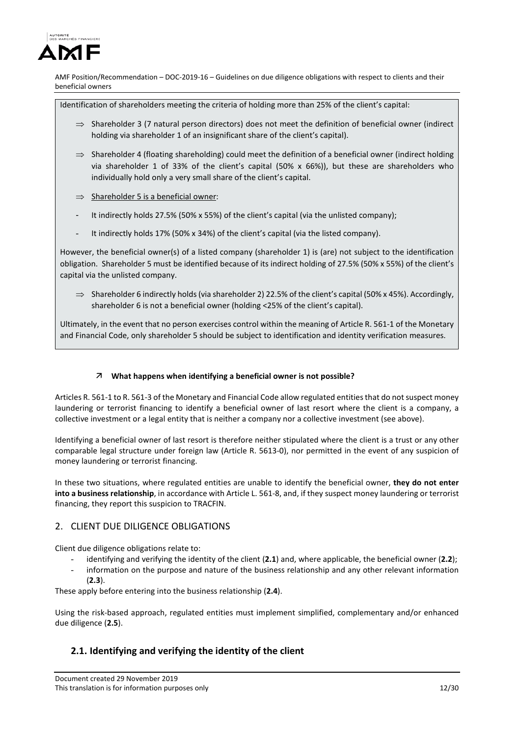Identification of shareholders meeting the criteria of holding more than 25% of the client's capital:

⇒ Shareholder 3 (7 natural person directors) does not meet the definition of beneficial owner (indirect holding via shareholder 1 of an insignificant share of the client's capital).

⇒ Shareholder 4 (floating shareholding) could meet the definition of a beneficial owner (indirect holding via shareholder 1 of 33% of the client's capital (50% x 66%)), but these are shareholders who individually hold only a very small share of the client's capital.

⇒ Shareholder 5 is a beneficial owner:

- It indirectly holds 27.5% (50% x 55%) of the client's capital (via the unlisted company);
- It indirectly holds 17% (50% x 34%) of the client's capital (via the listed company).

However, the beneficial owner(s) of a listed company (shareholder 1) is (are) not subject to the identification obligation. Shareholder 5 must be identified because of its indirect holding of 27.5% (50% x 55%) of the client's capital via the unlisted company.

⇒ Shareholder 6 indirectly holds (via shareholder 2) 22.5% of the client's capital (50% x 45%). Accordingly, shareholder 6 is not a beneficial owner (holding <25% of the client's capital).

Ultimately, in the event that no person exercises control within the meaning of Article R. 561-1 of the Monetary and Financial Code, only shareholder 5 should be subject to identification and identity verification measures.

#### ↗ What happens when identifying a beneficial owner is not possible?

Articles R. 561-1 to R. 561-3 of the Monetary and Financial Code allow regulated entities that do not suspect money laundering or terrorist financing to identify a beneficial owner of last resort where the client is a company, a collective investment or a legal entity that is neither a company nor a collective investment (see above).

Identifying a beneficial owner of last resort is therefore neither stipulated where the client is a trust or any other comparable legal structure under foreign law (Article R. 5613-0), nor permitted in the event of any suspicion of money laundering or terrorist financing.

In these two situations, where regulated entities are unable to identify the beneficial owner, **they do not enter into a business relationship**, in accordance with Article L. 561-8, and, if they suspect money laundering or terrorist financing, they report this suspicion to TRACFIN.

## 2. CLIENT DUE DILIGENCE OBLIGATIONS

Client due diligence obligations relate to:

- identifying and verifying the identity of the client (**2.1**) and, where applicable, the beneficial owner (**2.2**);
- information on the purpose and nature of the business relationship and any other relevant information (**2.3**).

These apply before entering into the business relationship (**2.4**).

Using the risk-based approach, regulated entities must implement simplified, complementary and/or enhanced due diligence (**2.5**).

### 2.1. Identifying and verifying the identity of the client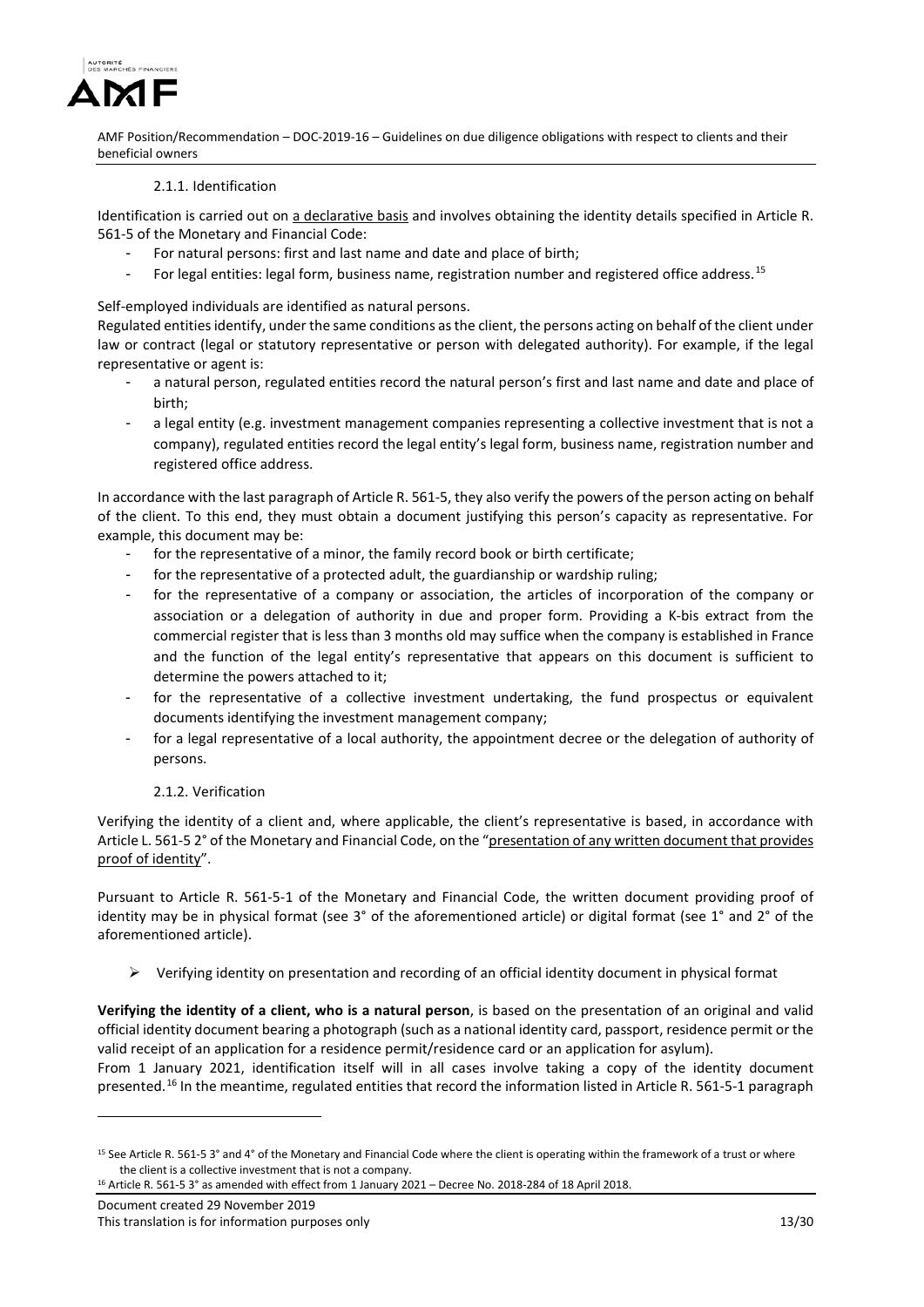#### 2.1.1. Identification

Identification is carried out on a declarative basis and involves obtaining the identity details specified in Article R. 561-5 of the Monetary and Financial Code:

- For natural persons: first and last name and date and place of birth;
- For legal entities: legal form, business name, registration number and registered office address.[15]

Self-employed individuals are identified as natural persons.

Regulated entities identify, under the same conditions as the client, the persons acting on behalf of the client under law or contract (legal or statutory representative or person with delegated authority). For example, if the legal representative or agent is:

- a natural person, regulated entities record the natural person's first and last name and date and place of birth;
- a legal entity (e.g. investment management companies representing a collective investment that is not a company), regulated entities record the legal entity's legal form, business name, registration number and registered office address.

In accordance with the last paragraph of Article R. 561-5, they also verify the powers of the person acting on behalf of the client. To this end, they must obtain a document justifying this person's capacity as representative. For example, this document may be:

- for the representative of a minor, the family record book or birth certificate;
- for the representative of a protected adult, the guardianship or wardship ruling;
- for the representative of a company or association, the articles of incorporation of the company or association or a delegation of authority in due and proper form. Providing a K-bis extract from the commercial register that is less than 3 months old may suffice when the company is established in France and the function of the legal entity's representative that appears on this document is sufficient to determine the powers attached to it;
- for the representative of a collective investment undertaking, the fund prospectus or equivalent documents identifying the investment management company;
- for a legal representative of a local authority, the appointment decree or the delegation of authority of persons.

#### 2.1.2. Verification

Verifying the identity of a client and, where applicable, the client's representative is based, in accordance with Article L. 561-5 2° of the Monetary and Financial Code, on the "presentation of any written document that provides proof of identity".

Pursuant to Article R. 561-5-1 of the Monetary and Financial Code, the written document providing proof of identity may be in physical format (see 3° of the aforementioned article) or digital format (see 1° and 2° of the aforementioned article).

- Verifying identity on presentation and recording of an official identity document in physical format

**Verifying the identity of a client, who is a natural person**, is based on the presentation of an original and valid official identity document bearing a photograph (such as a national identity card, passport, residence permit or the valid receipt of an application for a residence permit/residence card or an application for asylum).

From 1 January 2021, identification itself will in all cases involve taking a copy of the identity document presented.[16] In the meantime, regulated entities that record the information listed in Article R. 561-5-1 paragraph

---

[15] See Article R. 561-5 3° and 4° of the Monetary and Financial Code where the client is operating within the framework of a trust or where the client is a collective investment that is not a company.

[16] Article R. 561-5 3° as amended with effect from 1 January 2021 – Decree No. 2018-284 of 18 April 2018.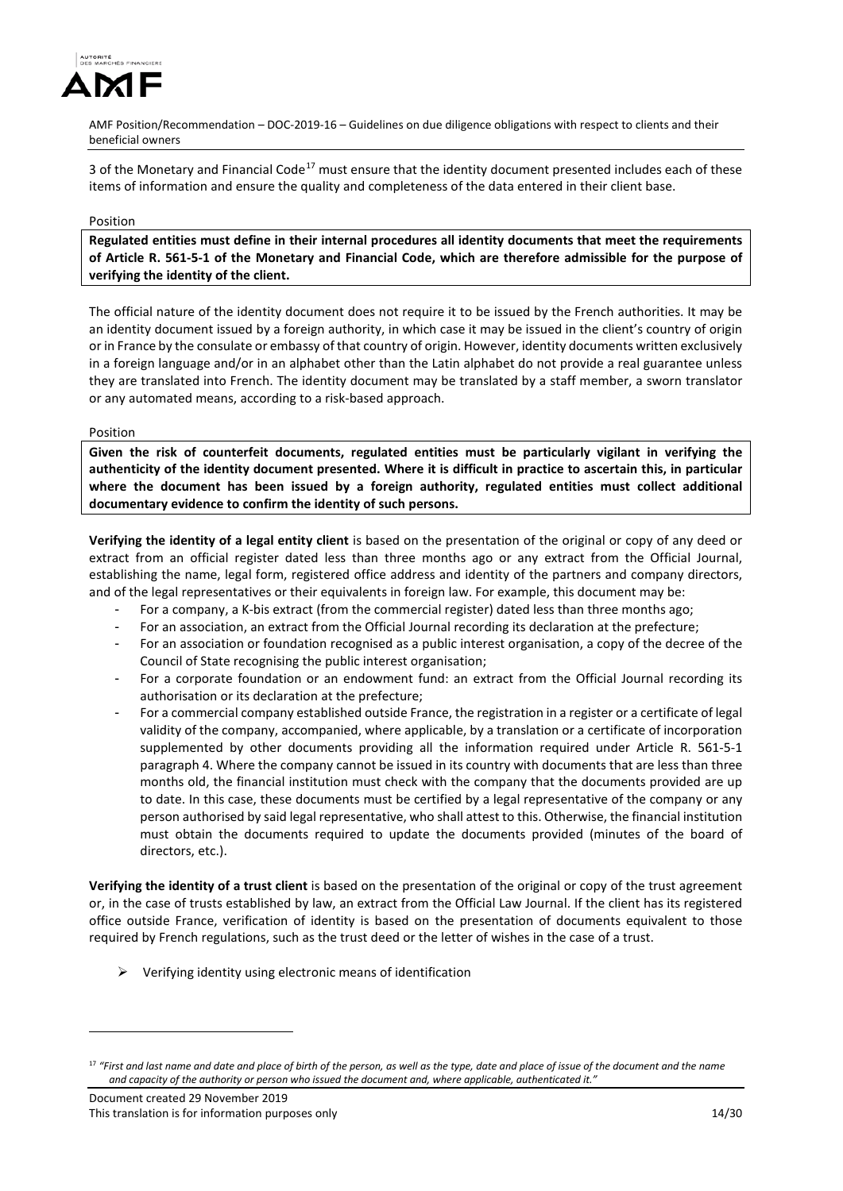3 of the Monetary and Financial Code[17] must ensure that the identity document presented includes each of these items of information and ensure the quality and completeness of the data entered in their client base.

Position

**Regulated entities must define in their internal procedures all identity documents that meet the requirements of Article R. 561-5-1 of the Monetary and Financial Code, which are therefore admissible for the purpose of verifying the identity of the client.**

The official nature of the identity document does not require it to be issued by the French authorities. It may be an identity document issued by a foreign authority, in which case it may be issued in the client's country of origin or in France by the consulate or embassy of that country of origin. However, identity documents written exclusively in a foreign language and/or in an alphabet other than the Latin alphabet do not provide a real guarantee unless they are translated into French. The identity document may be translated by a staff member, a sworn translator or any automated means, according to a risk-based approach.

Position

**Given the risk of counterfeit documents, regulated entities must be particularly vigilant in verifying the authenticity of the identity document presented. Where it is difficult in practice to ascertain this, in particular where the document has been issued by a foreign authority, regulated entities must collect additional documentary evidence to confirm the identity of such persons.**

**Verifying the identity of a legal entity client** is based on the presentation of the original or copy of any deed or extract from an official register dated less than three months ago or any extract from the Official Journal, establishing the name, legal form, registered office address and identity of the partners and company directors, and of the legal representatives or their equivalents in foreign law. For example, this document may be:

- For a company, a K-bis extract (from the commercial register) dated less than three months ago;
- For an association, an extract from the Official Journal recording its declaration at the prefecture;
- For an association or foundation recognised as a public interest organisation, a copy of the decree of the Council of State recognising the public interest organisation;
- For a corporate foundation or an endowment fund: an extract from the Official Journal recording its authorisation or its declaration at the prefecture;
- For a commercial company established outside France, the registration in a register or a certificate of legal validity of the company, accompanied, where applicable, by a translation or a certificate of incorporation supplemented by other documents providing all the information required under Article R. 561-5-1 paragraph 4. Where the company cannot be issued in its country with documents that are less than three months old, the financial institution must check with the company that the documents provided are up to date. In this case, these documents must be certified by a legal representative of the company or any person authorised by said legal representative, who shall attest to this. Otherwise, the financial institution must obtain the documents required to update the documents provided (minutes of the board of directors, etc.).

**Verifying the identity of a trust client** is based on the presentation of the original or copy of the trust agreement or, in the case of trusts established by law, an extract from the Official Law Journal. If the client has its registered office outside France, verification of identity is based on the presentation of documents equivalent to those required by French regulations, such as the trust deed or the letter of wishes in the case of a trust.

- Verifying identity using electronic means of identification

[17] *"First and last name and date and place of birth of the person, as well as the type, date and place of issue of the document and the name and capacity of the authority or person who issued the document and, where applicable, authenticated it."*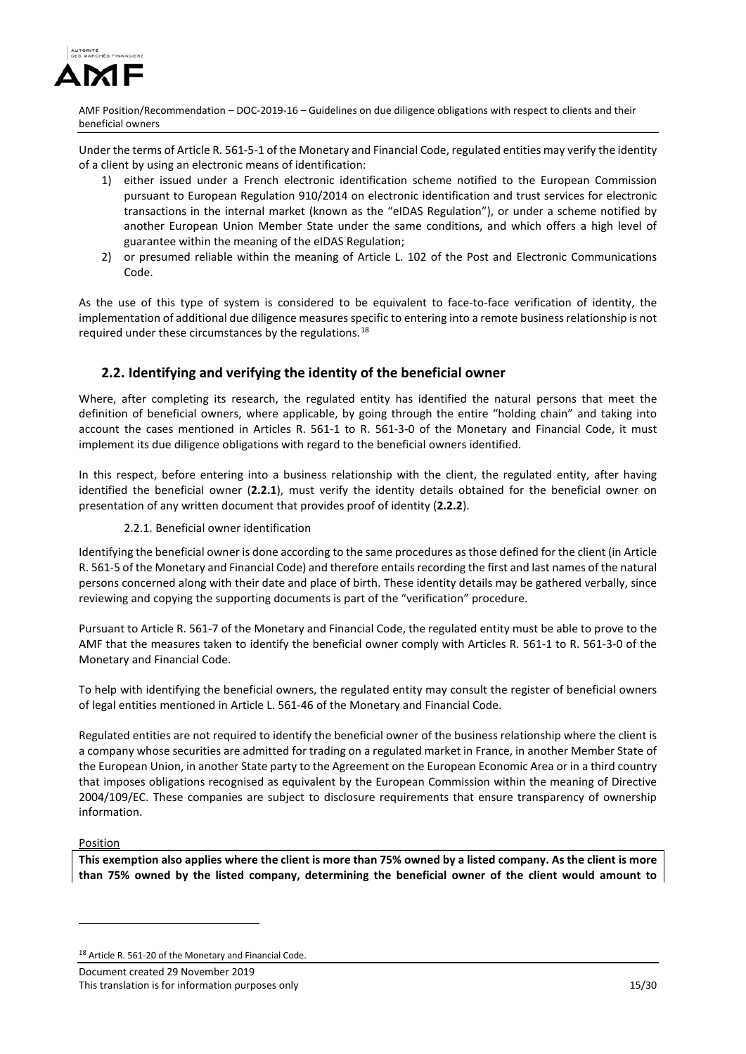Under the terms of Article R. 561-5-1 of the Monetary and Financial Code, regulated entities may verify the identity of a client by using an electronic means of identification:

1) either issued under a French electronic identification scheme notified to the European Commission pursuant to European Regulation 910/2014 on electronic identification and trust services for electronic transactions in the internal market (known as the "eIDAS Regulation"), or under a scheme notified by another European Union Member State under the same conditions, and which offers a high level of guarantee within the meaning of the eIDAS Regulation;
2) or presumed reliable within the meaning of Article L. 102 of the Post and Electronic Communications Code.

As the use of this type of system is considered to be equivalent to face-to-face verification of identity, the implementation of additional due diligence measures specific to entering into a remote business relationship is not required under these circumstances by the regulations.[18]

## 2.2. Identifying and verifying the identity of the beneficial owner

Where, after completing its research, the regulated entity has identified the natural persons that meet the definition of beneficial owners, where applicable, by going through the entire "holding chain" and taking into account the cases mentioned in Articles R. 561-1 to R. 561-3-0 of the Monetary and Financial Code, it must implement its due diligence obligations with regard to the beneficial owners identified.

In this respect, before entering into a business relationship with the client, the regulated entity, after having identified the beneficial owner (**2.2.1**), must verify the identity details obtained for the beneficial owner on presentation of any written document that provides proof of identity (**2.2.2**).

### 2.2.1. Beneficial owner identification

Identifying the beneficial owner is done according to the same procedures as those defined for the client (in Article R. 561-5 of the Monetary and Financial Code) and therefore entails recording the first and last names of the natural persons concerned along with their date and place of birth. These identity details may be gathered verbally, since reviewing and copying the supporting documents is part of the "verification" procedure.

Pursuant to Article R. 561-7 of the Monetary and Financial Code, the regulated entity must be able to prove to the AMF that the measures taken to identify the beneficial owner comply with Articles R. 561-1 to R. 561-3-0 of the Monetary and Financial Code.

To help with identifying the beneficial owners, the regulated entity may consult the register of beneficial owners of legal entities mentioned in Article L. 561-46 of the Monetary and Financial Code.

Regulated entities are not required to identify the beneficial owner of the business relationship where the client is a company whose securities are admitted for trading on a regulated market in France, in another Member State of the European Union, in another State party to the Agreement on the European Economic Area or in a third country that imposes obligations recognised as equivalent by the European Commission within the meaning of Directive 2004/109/EC. These companies are subject to disclosure requirements that ensure transparency of ownership information.

Position

**This exemption also applies where the client is more than 75% owned by a listed company. As the client is more than 75% owned by the listed company, determining the beneficial owner of the client would amount to**

---

[18] Article R. 561-20 of the Monetary and Financial Code.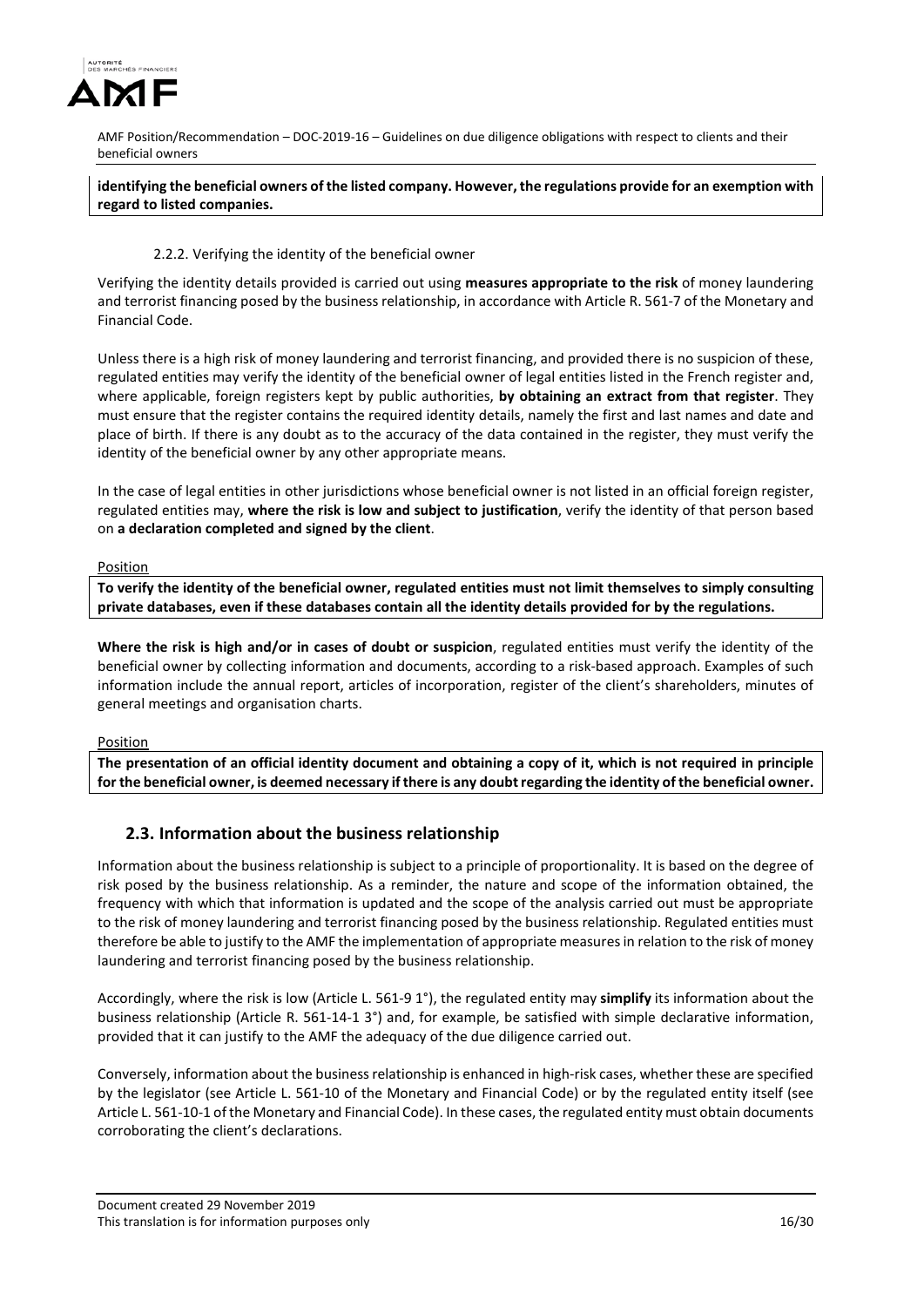**identifying the beneficial owners of the listed company. However, the regulations provide for an exemption with regard to listed companies.**

#### 2.2.2. Verifying the identity of the beneficial owner

Verifying the identity details provided is carried out using **measures appropriate to the risk** of money laundering and terrorist financing posed by the business relationship, in accordance with Article R. 561-7 of the Monetary and Financial Code.

Unless there is a high risk of money laundering and terrorist financing, and provided there is no suspicion of these, regulated entities may verify the identity of the beneficial owner of legal entities listed in the French register and, where applicable, foreign registers kept by public authorities, **by obtaining an extract from that register**. They must ensure that the register contains the required identity details, namely the first and last names and date and place of birth. If there is any doubt as to the accuracy of the data contained in the register, they must verify the identity of the beneficial owner by any other appropriate means.

In the case of legal entities in other jurisdictions whose beneficial owner is not listed in an official foreign register, regulated entities may, **where the risk is low and subject to justification**, verify the identity of that person based on **a declaration completed and signed by the client**.

Position

**To verify the identity of the beneficial owner, regulated entities must not limit themselves to simply consulting private databases, even if these databases contain all the identity details provided for by the regulations.**

**Where the risk is high and/or in cases of doubt or suspicion**, regulated entities must verify the identity of the beneficial owner by collecting information and documents, according to a risk-based approach. Examples of such information include the annual report, articles of incorporation, register of the client's shareholders, minutes of general meetings and organisation charts.

Position

**The presentation of an official identity document and obtaining a copy of it, which is not required in principle for the beneficial owner, is deemed necessary if there is any doubt regarding the identity of the beneficial owner.**

### 2.3. Information about the business relationship

Information about the business relationship is subject to a principle of proportionality. It is based on the degree of risk posed by the business relationship. As a reminder, the nature and scope of the information obtained, the frequency with which that information is updated and the scope of the analysis carried out must be appropriate to the risk of money laundering and terrorist financing posed by the business relationship. Regulated entities must therefore be able to justify to the AMF the implementation of appropriate measures in relation to the risk of money laundering and terrorist financing posed by the business relationship.

Accordingly, where the risk is low (Article L. 561-9 1°), the regulated entity may **simplify** its information about the business relationship (Article R. 561-14-1 3°) and, for example, be satisfied with simple declarative information, provided that it can justify to the AMF the adequacy of the due diligence carried out.

Conversely, information about the business relationship is enhanced in high-risk cases, whether these are specified by the legislator (see Article L. 561-10 of the Monetary and Financial Code) or by the regulated entity itself (see Article L. 561-10-1 of the Monetary and Financial Code). In these cases, the regulated entity must obtain documents corroborating the client's declarations.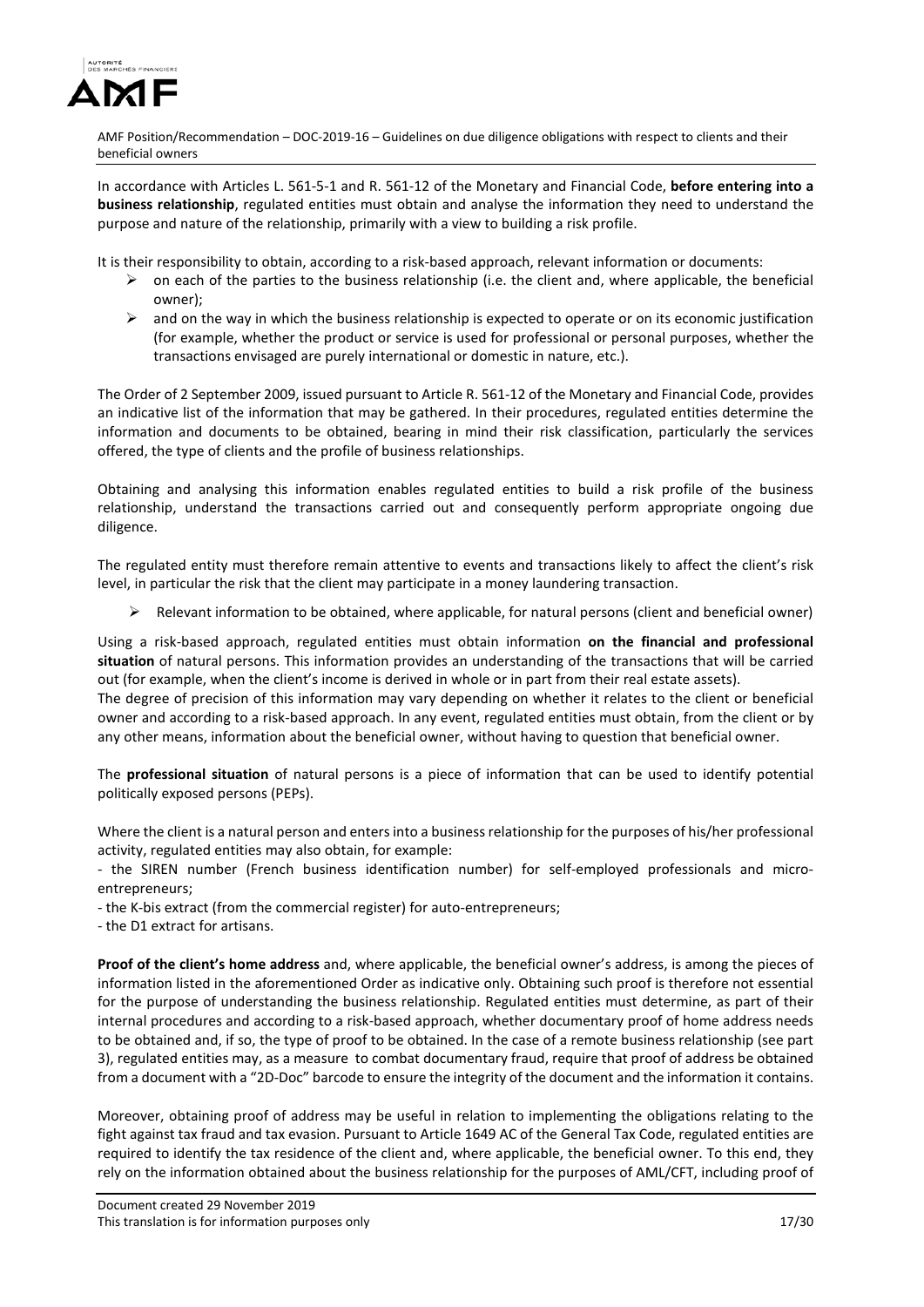In accordance with Articles L. 561-5-1 and R. 561-12 of the Monetary and Financial Code, **before entering into a business relationship**, regulated entities must obtain and analyse the information they need to understand the purpose and nature of the relationship, primarily with a view to building a risk profile.

It is their responsibility to obtain, according to a risk-based approach, relevant information or documents:

- on each of the parties to the business relationship (i.e. the client and, where applicable, the beneficial owner);
- and on the way in which the business relationship is expected to operate or on its economic justification (for example, whether the product or service is used for professional or personal purposes, whether the transactions envisaged are purely international or domestic in nature, etc.).

The Order of 2 September 2009, issued pursuant to Article R. 561-12 of the Monetary and Financial Code, provides an indicative list of the information that may be gathered. In their procedures, regulated entities determine the information and documents to be obtained, bearing in mind their risk classification, particularly the services offered, the type of clients and the profile of business relationships.

Obtaining and analysing this information enables regulated entities to build a risk profile of the business relationship, understand the transactions carried out and consequently perform appropriate ongoing due diligence.

The regulated entity must therefore remain attentive to events and transactions likely to affect the client's risk level, in particular the risk that the client may participate in a money laundering transaction.

- Relevant information to be obtained, where applicable, for natural persons (client and beneficial owner)

Using a risk-based approach, regulated entities must obtain information **on the financial and professional situation** of natural persons. This information provides an understanding of the transactions that will be carried out (for example, when the client's income is derived in whole or in part from their real estate assets).
The degree of precision of this information may vary depending on whether it relates to the client or beneficial owner and according to a risk-based approach. In any event, regulated entities must obtain, from the client or by any other means, information about the beneficial owner, without having to question that beneficial owner.

The **professional situation** of natural persons is a piece of information that can be used to identify potential politically exposed persons (PEPs).

Where the client is a natural person and enters into a business relationship for the purposes of his/her professional activity, regulated entities may also obtain, for example:

- the SIREN number (French business identification number) for self-employed professionals and micro-entrepreneurs;
- the K-bis extract (from the commercial register) for auto-entrepreneurs;
- the D1 extract for artisans.

**Proof of the client's home address** and, where applicable, the beneficial owner's address, is among the pieces of information listed in the aforementioned Order as indicative only. Obtaining such proof is therefore not essential for the purpose of understanding the business relationship. Regulated entities must determine, as part of their internal procedures and according to a risk-based approach, whether documentary proof of home address needs to be obtained and, if so, the type of proof to be obtained. In the case of a remote business relationship (see part 3), regulated entities may, as a measure to combat documentary fraud, require that proof of address be obtained from a document with a "2D-Doc" barcode to ensure the integrity of the document and the information it contains.

Moreover, obtaining proof of address may be useful in relation to implementing the obligations relating to the fight against tax fraud and tax evasion. Pursuant to Article 1649 AC of the General Tax Code, regulated entities are required to identify the tax residence of the client and, where applicable, the beneficial owner. To this end, they rely on the information obtained about the business relationship for the purposes of AML/CFT, including proof of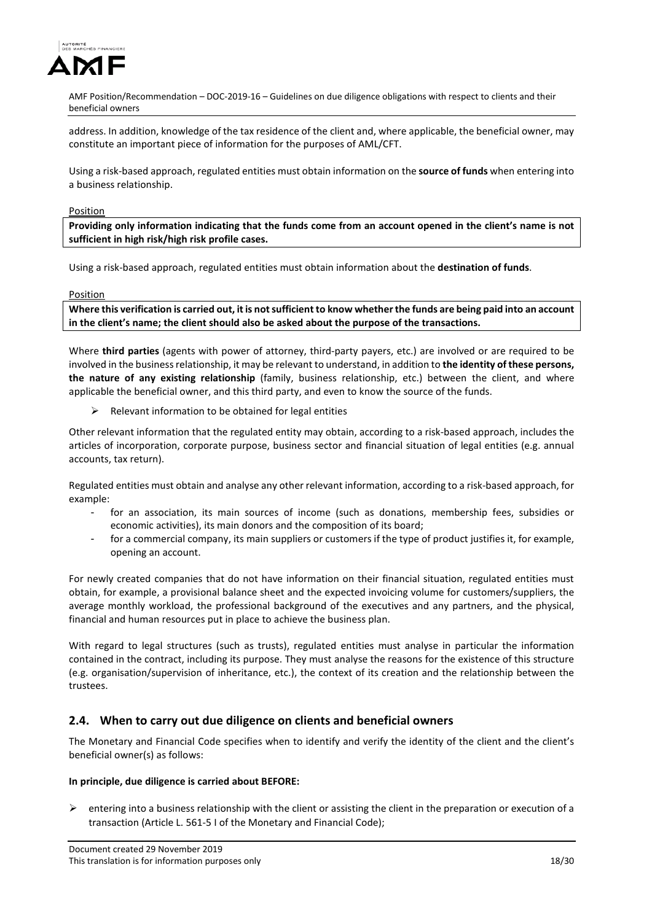address. In addition, knowledge of the tax residence of the client and, where applicable, the beneficial owner, may constitute an important piece of information for the purposes of AML/CFT.

Using a risk-based approach, regulated entities must obtain information on the **source of funds** when entering into a business relationship.

Position

**Providing only information indicating that the funds come from an account opened in the client's name is not sufficient in high risk/high risk profile cases.**

Using a risk-based approach, regulated entities must obtain information about the **destination of funds**.

Position

**Where this verification is carried out, it is not sufficient to know whether the funds are being paid into an account in the client's name; the client should also be asked about the purpose of the transactions.**

Where **third parties** (agents with power of attorney, third-party payers, etc.) are involved or are required to be involved in the business relationship, it may be relevant to understand, in addition to **the identity of these persons, the nature of any existing relationship** (family, business relationship, etc.) between the client, and where applicable the beneficial owner, and this third party, and even to know the source of the funds.

- Relevant information to be obtained for legal entities

Other relevant information that the regulated entity may obtain, according to a risk-based approach, includes the articles of incorporation, corporate purpose, business sector and financial situation of legal entities (e.g. annual accounts, tax return).

Regulated entities must obtain and analyse any other relevant information, according to a risk-based approach, for example:

- for an association, its main sources of income (such as donations, membership fees, subsidies or economic activities), its main donors and the composition of its board;
- for a commercial company, its main suppliers or customers if the type of product justifies it, for example, opening an account.

For newly created companies that do not have information on their financial situation, regulated entities must obtain, for example, a provisional balance sheet and the expected invoicing volume for customers/suppliers, the average monthly workload, the professional background of the executives and any partners, and the physical, financial and human resources put in place to achieve the business plan.

With regard to legal structures (such as trusts), regulated entities must analyse in particular the information contained in the contract, including its purpose. They must analyse the reasons for the existence of this structure (e.g. organisation/supervision of inheritance, etc.), the context of its creation and the relationship between the trustees.

## 2.4. When to carry out due diligence on clients and beneficial owners

The Monetary and Financial Code specifies when to identify and verify the identity of the client and the client's beneficial owner(s) as follows:

**In principle, due diligence is carried about BEFORE:**

- entering into a business relationship with the client or assisting the client in the preparation or execution of a transaction (Article L. 561-5 I of the Monetary and Financial Code);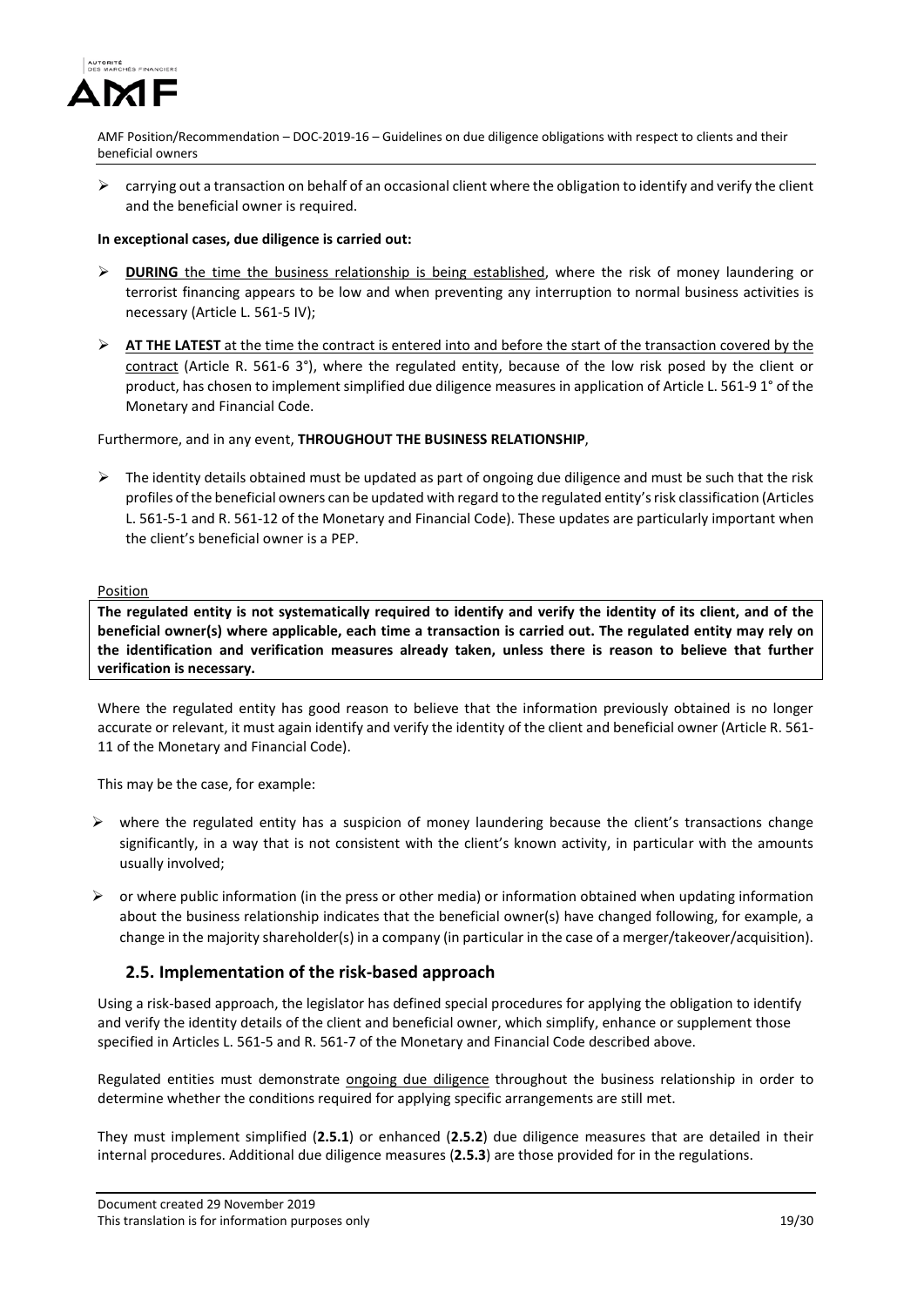- carrying out a transaction on behalf of an occasional client where the obligation to identify and verify the client and the beneficial owner is required.

**In exceptional cases, due diligence is carried out:**

- **DURING** the time the business relationship is being established, where the risk of money laundering or terrorist financing appears to be low and when preventing any interruption to normal business activities is necessary (Article L. 561-5 IV);
- **AT THE LATEST** at the time the contract is entered into and before the start of the transaction covered by the contract (Article R. 561-6 3°), where the regulated entity, because of the low risk posed by the client or product, has chosen to implement simplified due diligence measures in application of Article L. 561-9 1° of the Monetary and Financial Code.

Furthermore, and in any event, **THROUGHOUT THE BUSINESS RELATIONSHIP**,

- The identity details obtained must be updated as part of ongoing due diligence and must be such that the risk profiles of the beneficial owners can be updated with regard to the regulated entity's risk classification (Articles L. 561-5-1 and R. 561-12 of the Monetary and Financial Code). These updates are particularly important when the client's beneficial owner is a PEP.

Position

**The regulated entity is not systematically required to identify and verify the identity of its client, and of the beneficial owner(s) where applicable, each time a transaction is carried out. The regulated entity may rely on the identification and verification measures already taken, unless there is reason to believe that further verification is necessary.**

Where the regulated entity has good reason to believe that the information previously obtained is no longer accurate or relevant, it must again identify and verify the identity of the client and beneficial owner (Article R. 561-11 of the Monetary and Financial Code).

This may be the case, for example:

- where the regulated entity has a suspicion of money laundering because the client's transactions change significantly, in a way that is not consistent with the client's known activity, in particular with the amounts usually involved;
- or where public information (in the press or other media) or information obtained when updating information about the business relationship indicates that the beneficial owner(s) have changed following, for example, a change in the majority shareholder(s) in a company (in particular in the case of a merger/takeover/acquisition).

## 2.5. Implementation of the risk-based approach

Using a risk-based approach, the legislator has defined special procedures for applying the obligation to identify and verify the identity details of the client and beneficial owner, which simplify, enhance or supplement those specified in Articles L. 561-5 and R. 561-7 of the Monetary and Financial Code described above.

Regulated entities must demonstrate ongoing due diligence throughout the business relationship in order to determine whether the conditions required for applying specific arrangements are still met.

They must implement simplified (**2.5.1**) or enhanced (**2.5.2**) due diligence measures that are detailed in their internal procedures. Additional due diligence measures (**2.5.3**) are those provided for in the regulations.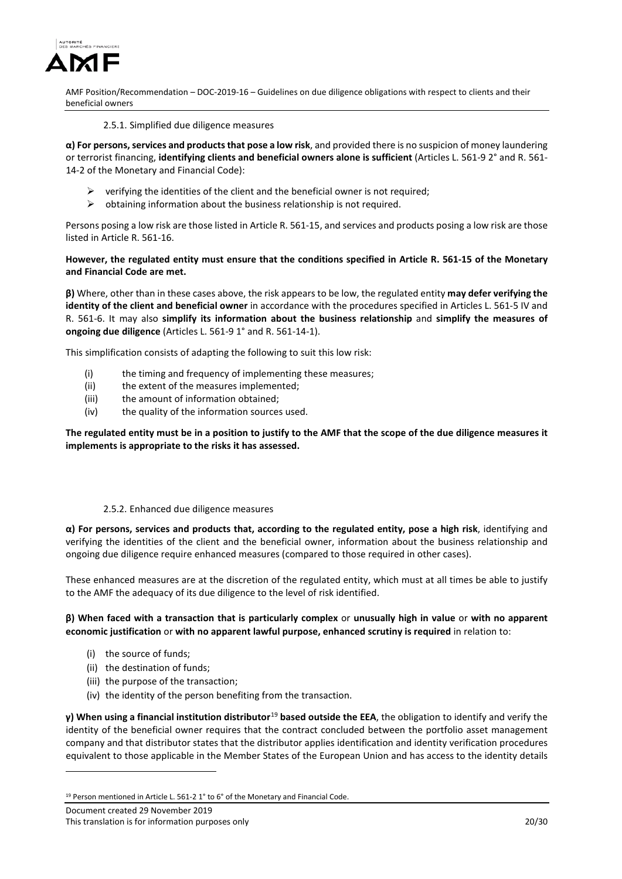#### 2.5.1. Simplified due diligence measures

**α) For persons, services and products that pose a low risk**, and provided there is no suspicion of money laundering or terrorist financing, **identifying clients and beneficial owners alone is sufficient** (Articles L. 561-9 2° and R. 561-14-2 of the Monetary and Financial Code):

- verifying the identities of the client and the beneficial owner is not required;
- obtaining information about the business relationship is not required.

Persons posing a low risk are those listed in Article R. 561-15, and services and products posing a low risk are those listed in Article R. 561-16.

**However, the regulated entity must ensure that the conditions specified in Article R. 561-15 of the Monetary and Financial Code are met.**

**β)** Where, other than in these cases above, the risk appears to be low, the regulated entity **may defer verifying the identity of the client and beneficial owner** in accordance with the procedures specified in Articles L. 561-5 IV and R. 561-6. It may also **simplify its information about the business relationship** and **simplify the measures of ongoing due diligence** (Articles L. 561-9 1° and R. 561-14-1).

This simplification consists of adapting the following to suit this low risk:

(i) the timing and frequency of implementing these measures;
(ii) the extent of the measures implemented;
(iii) the amount of information obtained;
(iv) the quality of the information sources used.

**The regulated entity must be in a position to justify to the AMF that the scope of the due diligence measures it implements is appropriate to the risks it has assessed.**

#### 2.5.2. Enhanced due diligence measures

**α) For persons, services and products that, according to the regulated entity, pose a high risk**, identifying and verifying the identities of the client and the beneficial owner, information about the business relationship and ongoing due diligence require enhanced measures (compared to those required in other cases).

These enhanced measures are at the discretion of the regulated entity, which must at all times be able to justify to the AMF the adequacy of its due diligence to the level of risk identified.

**β) When faced with a transaction that is particularly complex** or **unusually high in value** or **with no apparent economic justification** or **with no apparent lawful purpose, enhanced scrutiny is required** in relation to:

(i) the source of funds;
(ii) the destination of funds;
(iii) the purpose of the transaction;
(iv) the identity of the person benefiting from the transaction.

**γ) When using a financial institution distributor**[19] **based outside the EEA**, the obligation to identify and verify the identity of the beneficial owner requires that the contract concluded between the portfolio asset management company and that distributor states that the distributor applies identification and identity verification procedures equivalent to those applicable in the Member States of the European Union and has access to the identity details

[19] Person mentioned in Article L. 561-2 1° to 6° of the Monetary and Financial Code.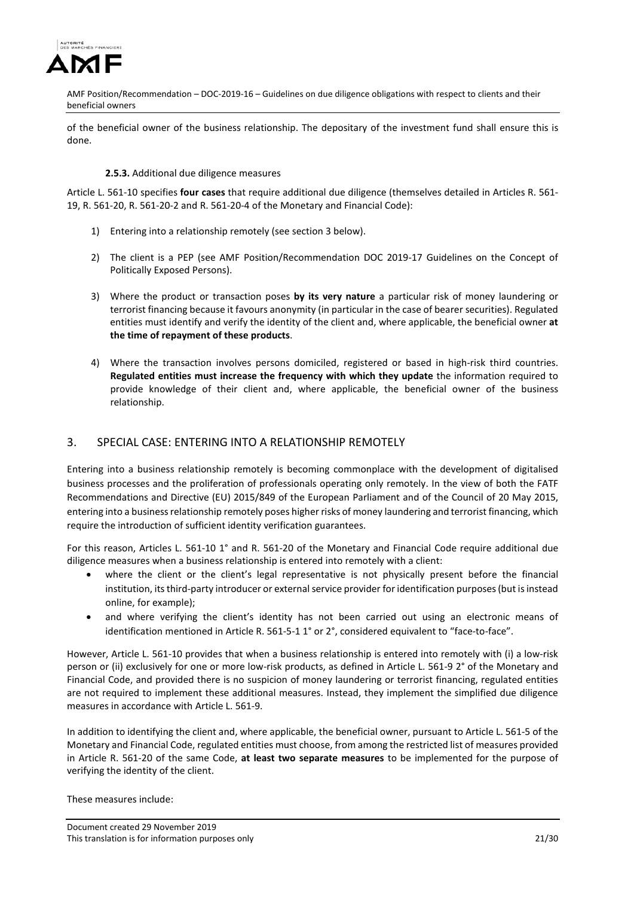of the beneficial owner of the business relationship. The depositary of the investment fund shall ensure this is done.

#### **2.5.3.** Additional due diligence measures

Article L. 561-10 specifies **four cases** that require additional due diligence (themselves detailed in Articles R. 561-19, R. 561-20, R. 561-20-2 and R. 561-20-4 of the Monetary and Financial Code):

1) Entering into a relationship remotely (see section 3 below).

2) The client is a PEP (see AMF Position/Recommendation DOC 2019-17 Guidelines on the Concept of Politically Exposed Persons).

3) Where the product or transaction poses **by its very nature** a particular risk of money laundering or terrorist financing because it favours anonymity (in particular in the case of bearer securities). Regulated entities must identify and verify the identity of the client and, where applicable, the beneficial owner **at the time of repayment of these products**.

4) Where the transaction involves persons domiciled, registered or based in high-risk third countries. **Regulated entities must increase the frequency with which they update** the information required to provide knowledge of their client and, where applicable, the beneficial owner of the business relationship.

## 3. SPECIAL CASE: ENTERING INTO A RELATIONSHIP REMOTELY

Entering into a business relationship remotely is becoming commonplace with the development of digitalised business processes and the proliferation of professionals operating only remotely. In the view of both the FATF Recommendations and Directive (EU) 2015/849 of the European Parliament and of the Council of 20 May 2015, entering into a business relationship remotely poses higher risks of money laundering and terrorist financing, which require the introduction of sufficient identity verification guarantees.

For this reason, Articles L. 561-10 1° and R. 561-20 of the Monetary and Financial Code require additional due diligence measures when a business relationship is entered into remotely with a client:

- where the client or the client's legal representative is not physically present before the financial institution, its third-party introducer or external service provider for identification purposes (but is instead online, for example);
- and where verifying the client's identity has not been carried out using an electronic means of identification mentioned in Article R. 561-5-1 1° or 2°, considered equivalent to "face-to-face".

However, Article L. 561-10 provides that when a business relationship is entered into remotely with (i) a low-risk person or (ii) exclusively for one or more low-risk products, as defined in Article L. 561-9 2° of the Monetary and Financial Code, and provided there is no suspicion of money laundering or terrorist financing, regulated entities are not required to implement these additional measures. Instead, they implement the simplified due diligence measures in accordance with Article L. 561-9.

In addition to identifying the client and, where applicable, the beneficial owner, pursuant to Article L. 561-5 of the Monetary and Financial Code, regulated entities must choose, from among the restricted list of measures provided in Article R. 561-20 of the same Code, **at least two separate measures** to be implemented for the purpose of verifying the identity of the client.

These measures include: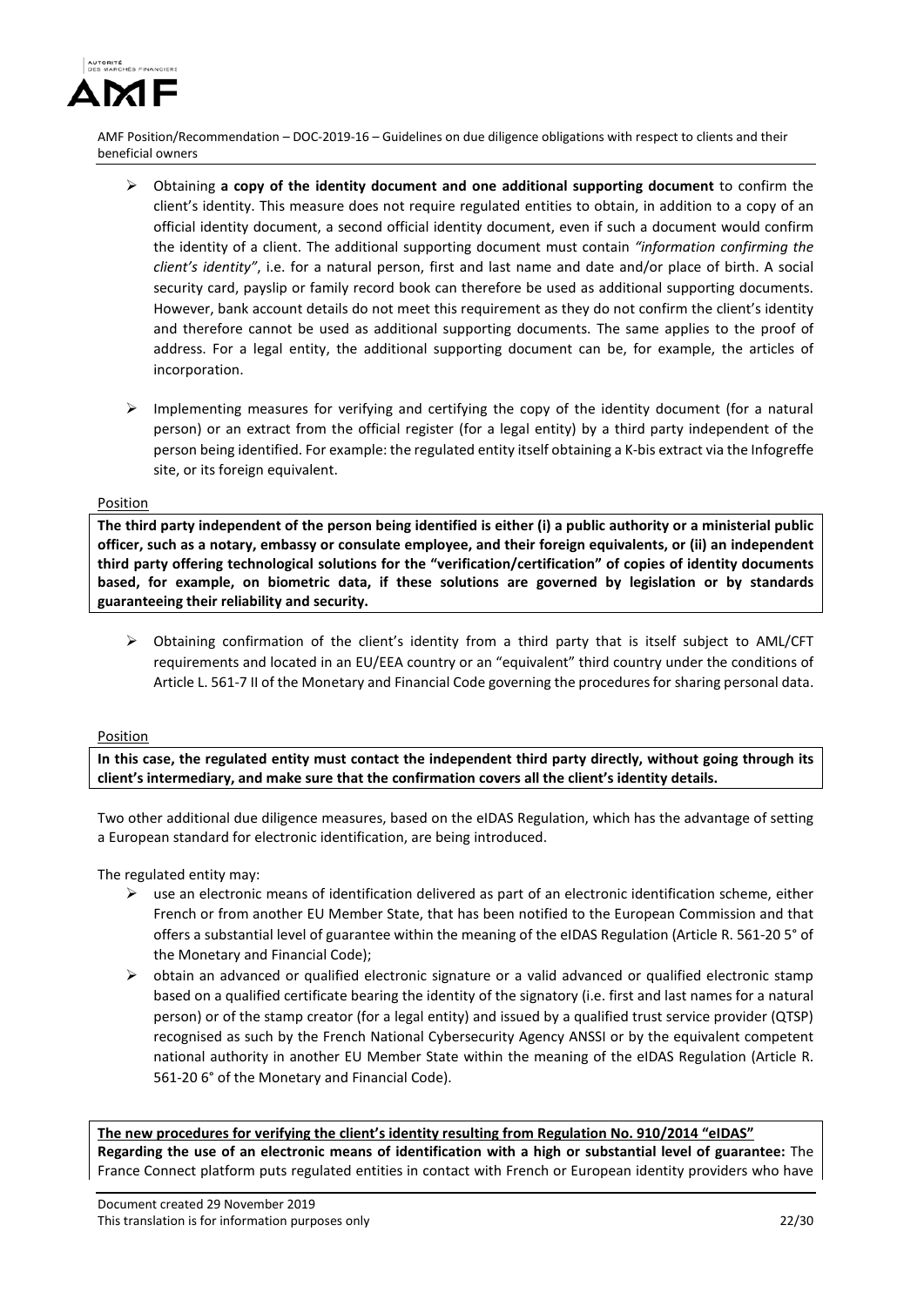- Obtaining **a copy of the identity document and one additional supporting document** to confirm the client's identity. This measure does not require regulated entities to obtain, in addition to a copy of an official identity document, a second official identity document, even if such a document would confirm the identity of a client. The additional supporting document must contain *"information confirming the client's identity"*, i.e. for a natural person, first and last name and date and/or place of birth. A social security card, payslip or family record book can therefore be used as additional supporting documents. However, bank account details do not meet this requirement as they do not confirm the client's identity and therefore cannot be used as additional supporting documents. The same applies to the proof of address. For a legal entity, the additional supporting document can be, for example, the articles of incorporation.

- Implementing measures for verifying and certifying the copy of the identity document (for a natural person) or an extract from the official register (for a legal entity) by a third party independent of the person being identified. For example: the regulated entity itself obtaining a K-bis extract via the Infogreffe site, or its foreign equivalent.

Position

**The third party independent of the person being identified is either (i) a public authority or a ministerial public officer, such as a notary, embassy or consulate employee, and their foreign equivalents, or (ii) an independent third party offering technological solutions for the "verification/certification" of copies of identity documents based, for example, on biometric data, if these solutions are governed by legislation or by standards guaranteeing their reliability and security.**

- Obtaining confirmation of the client's identity from a third party that is itself subject to AML/CFT requirements and located in an EU/EEA country or an "equivalent" third country under the conditions of Article L. 561-7 II of the Monetary and Financial Code governing the procedures for sharing personal data.

Position

**In this case, the regulated entity must contact the independent third party directly, without going through its client's intermediary, and make sure that the confirmation covers all the client's identity details.**

Two other additional due diligence measures, based on the eIDAS Regulation, which has the advantage of setting a European standard for electronic identification, are being introduced.

The regulated entity may:

- use an electronic means of identification delivered as part of an electronic identification scheme, either French or from another EU Member State, that has been notified to the European Commission and that offers a substantial level of guarantee within the meaning of the eIDAS Regulation (Article R. 561-20 5° of the Monetary and Financial Code);
- obtain an advanced or qualified electronic signature or a valid advanced or qualified electronic stamp based on a qualified certificate bearing the identity of the signatory (i.e. first and last names for a natural person) or of the stamp creator (for a legal entity) and issued by a qualified trust service provider (QTSP) recognised as such by the French National Cybersecurity Agency ANSSI or by the equivalent competent national authority in another EU Member State within the meaning of the eIDAS Regulation (Article R. 561-20 6° of the Monetary and Financial Code).

**The new procedures for verifying the client's identity resulting from Regulation No. 910/2014 "eIDAS"**

**Regarding the use of an electronic means of identification with a high or substantial level of guarantee:** The France Connect platform puts regulated entities in contact with French or European identity providers who have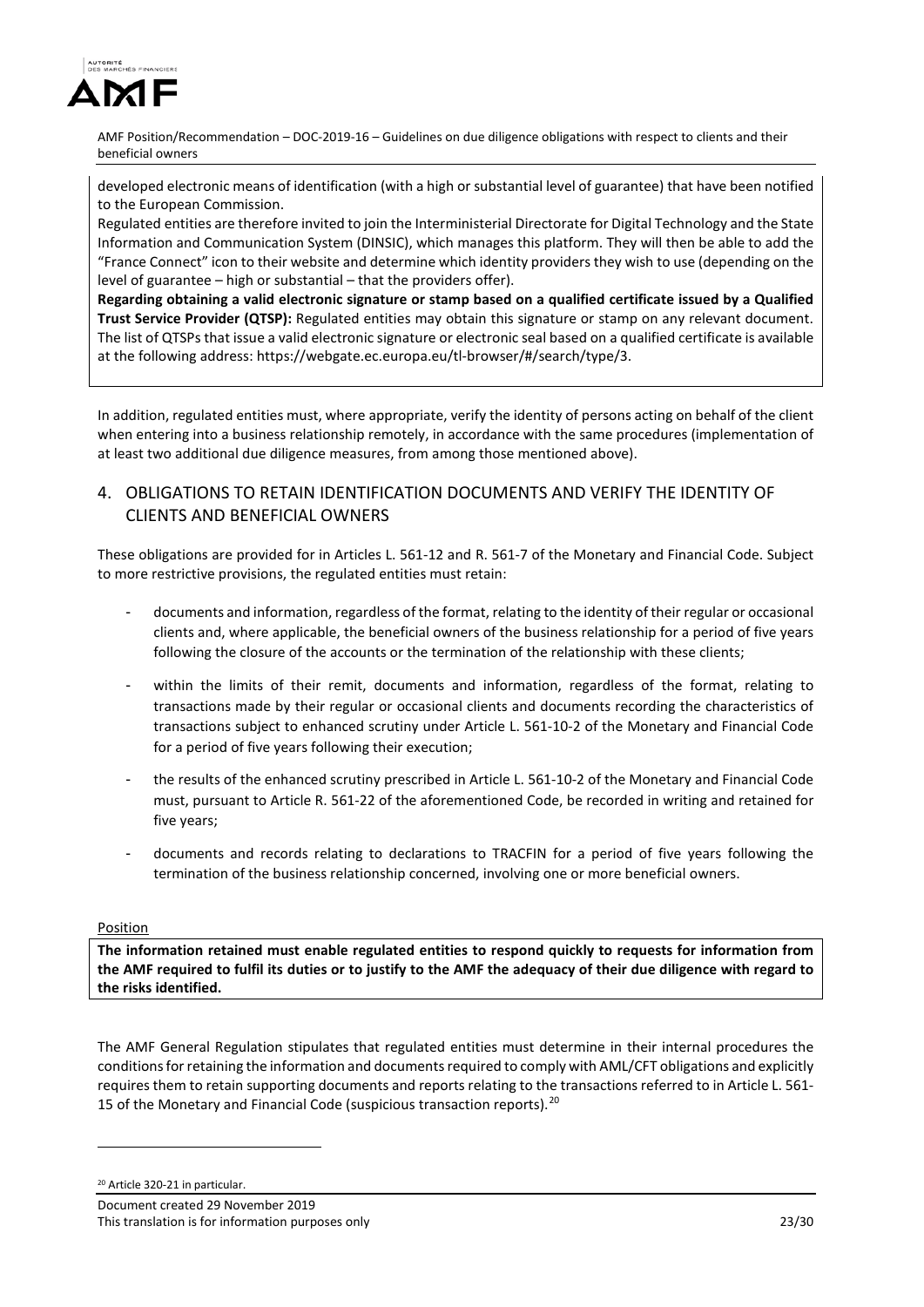developed electronic means of identification (with a high or substantial level of guarantee) that have been notified to the European Commission.

Regulated entities are therefore invited to join the Interministerial Directorate for Digital Technology and the State Information and Communication System (DINSIC), which manages this platform. They will then be able to add the "France Connect" icon to their website and determine which identity providers they wish to use (depending on the level of guarantee – high or substantial – that the providers offer).

**Regarding obtaining a valid electronic signature or stamp based on a qualified certificate issued by a Qualified Trust Service Provider (QTSP):** Regulated entities may obtain this signature or stamp on any relevant document. The list of QTSPs that issue a valid electronic signature or electronic seal based on a qualified certificate is available at the following address: https://webgate.ec.europa.eu/tl-browser/#/search/type/3.

In addition, regulated entities must, where appropriate, verify the identity of persons acting on behalf of the client when entering into a business relationship remotely, in accordance with the same procedures (implementation of at least two additional due diligence measures, from among those mentioned above).

## 4. OBLIGATIONS TO RETAIN IDENTIFICATION DOCUMENTS AND VERIFY THE IDENTITY OF CLIENTS AND BENEFICIAL OWNERS

These obligations are provided for in Articles L. 561-12 and R. 561-7 of the Monetary and Financial Code. Subject to more restrictive provisions, the regulated entities must retain:

- documents and information, regardless of the format, relating to the identity of their regular or occasional clients and, where applicable, the beneficial owners of the business relationship for a period of five years following the closure of the accounts or the termination of the relationship with these clients;
- within the limits of their remit, documents and information, regardless of the format, relating to transactions made by their regular or occasional clients and documents recording the characteristics of transactions subject to enhanced scrutiny under Article L. 561-10-2 of the Monetary and Financial Code for a period of five years following their execution;
- the results of the enhanced scrutiny prescribed in Article L. 561-10-2 of the Monetary and Financial Code must, pursuant to Article R. 561-22 of the aforementioned Code, be recorded in writing and retained for five years;
- documents and records relating to declarations to TRACFIN for a period of five years following the termination of the business relationship concerned, involving one or more beneficial owners.

Position

**The information retained must enable regulated entities to respond quickly to requests for information from the AMF required to fulfil its duties or to justify to the AMF the adequacy of their due diligence with regard to the risks identified.**

The AMF General Regulation stipulates that regulated entities must determine in their internal procedures the conditions for retaining the information and documents required to comply with AML/CFT obligations and explicitly requires them to retain supporting documents and reports relating to the transactions referred to in Article L. 561-15 of the Monetary and Financial Code (suspicious transaction reports).[20]

[20] Article 320-21 in particular.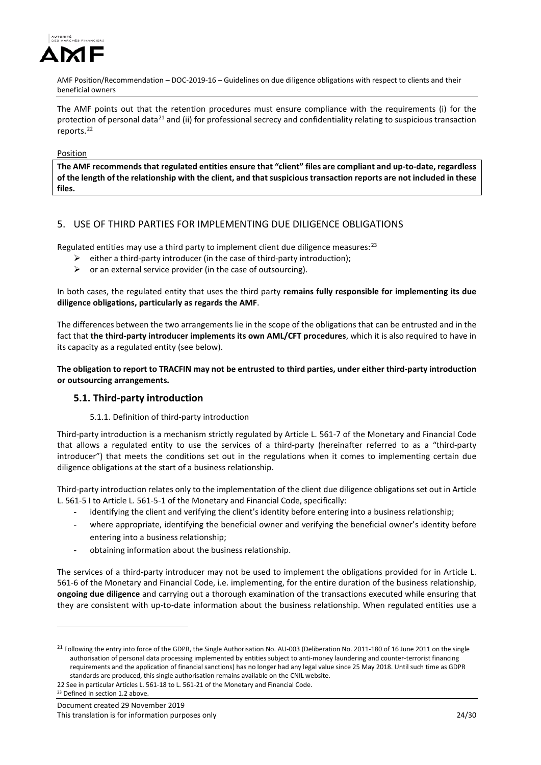The AMF points out that the retention procedures must ensure compliance with the requirements (i) for the protection of personal data[21] and (ii) for professional secrecy and confidentiality relating to suspicious transaction reports.[22]

Position

**The AMF recommends that regulated entities ensure that "client" files are compliant and up-to-date, regardless of the length of the relationship with the client, and that suspicious transaction reports are not included in these files.**

## 5. USE OF THIRD PARTIES FOR IMPLEMENTING DUE DILIGENCE OBLIGATIONS

Regulated entities may use a third party to implement client due diligence measures:[23]

- either a third-party introducer (in the case of third-party introduction);
- or an external service provider (in the case of outsourcing).

In both cases, the regulated entity that uses the third party **remains fully responsible for implementing its due diligence obligations, particularly as regards the AMF**.

The differences between the two arrangements lie in the scope of the obligations that can be entrusted and in the fact that **the third-party introducer implements its own AML/CFT procedures**, which it is also required to have in its capacity as a regulated entity (see below).

**The obligation to report to TRACFIN may not be entrusted to third parties, under either third-party introduction or outsourcing arrangements.**

### 5.1. Third-party introduction

#### 5.1.1. Definition of third-party introduction

Third-party introduction is a mechanism strictly regulated by Article L. 561-7 of the Monetary and Financial Code that allows a regulated entity to use the services of a third-party (hereinafter referred to as a "third-party introducer") that meets the conditions set out in the regulations when it comes to implementing certain due diligence obligations at the start of a business relationship.

Third-party introduction relates only to the implementation of the client due diligence obligations set out in Article L. 561-5 I to Article L. 561-5-1 of the Monetary and Financial Code, specifically:

- identifying the client and verifying the client's identity before entering into a business relationship;
- where appropriate, identifying the beneficial owner and verifying the beneficial owner's identity before entering into a business relationship;
- obtaining information about the business relationship.

The services of a third-party introducer may not be used to implement the obligations provided for in Article L. 561-6 of the Monetary and Financial Code, i.e. implementing, for the entire duration of the business relationship, **ongoing due diligence** and carrying out a thorough examination of the transactions executed while ensuring that they are consistent with up-to-date information about the business relationship. When regulated entities use a

---

[21] Following the entry into force of the GDPR, the Single Authorisation No. AU-003 (Deliberation No. 2011-180 of 16 June 2011 on the single authorisation of personal data processing implemented by entities subject to anti-money laundering and counter-terrorist financing requirements and the application of financial sanctions) has no longer had any legal value since 25 May 2018. Until such time as GDPR standards are produced, this single authorisation remains available on the CNIL website.

[22] See in particular Articles L. 561-18 to L. 561-21 of the Monetary and Financial Code.

[23] Defined in section 1.2 above.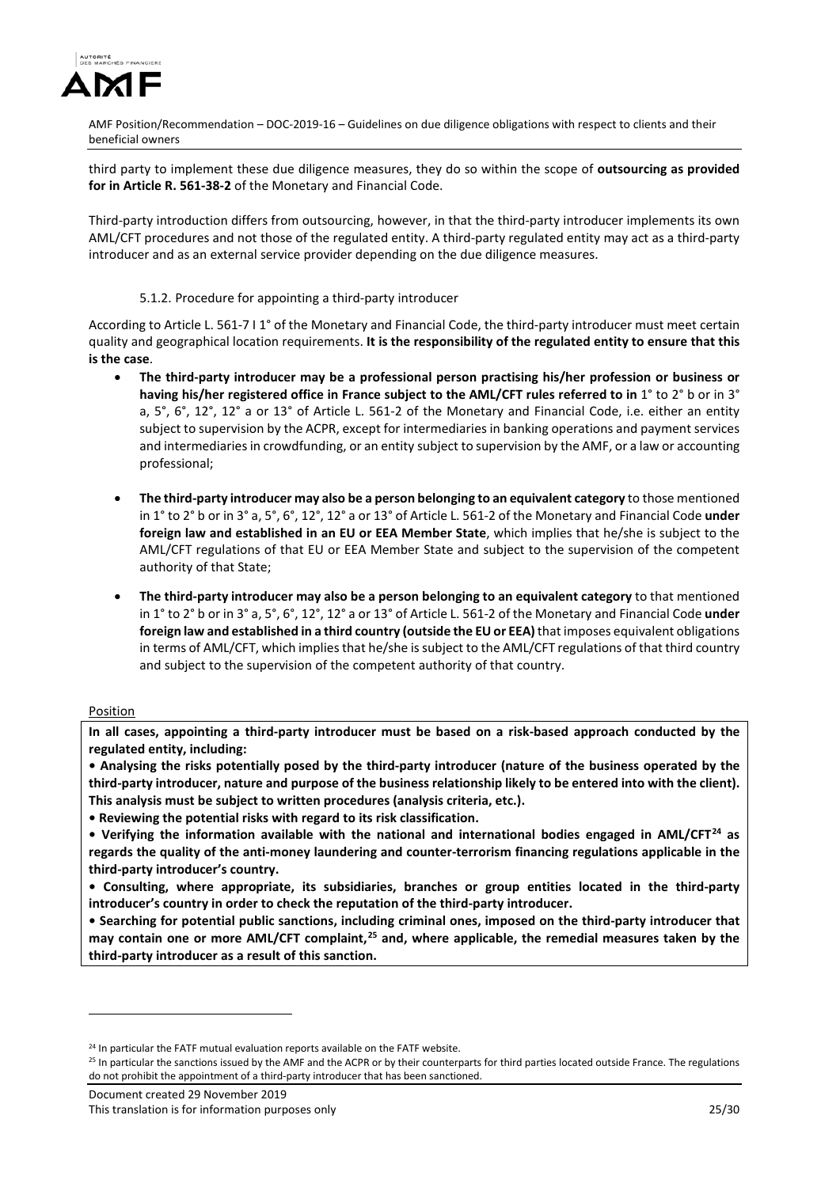third party to implement these due diligence measures, they do so within the scope of **outsourcing as provided for in Article R. 561-38-2** of the Monetary and Financial Code.

Third-party introduction differs from outsourcing, however, in that the third-party introducer implements its own AML/CFT procedures and not those of the regulated entity. A third-party regulated entity may act as a third-party introducer and as an external service provider depending on the due diligence measures.

#### 5.1.2. Procedure for appointing a third-party introducer

According to Article L. 561-7 I 1° of the Monetary and Financial Code, the third-party introducer must meet certain quality and geographical location requirements. **It is the responsibility of the regulated entity to ensure that this is the case**.

- **The third-party introducer may be a professional person practising his/her profession or business or having his/her registered office in France subject to the AML/CFT rules referred to in** 1° to 2° b or in 3° a, 5°, 6°, 12°, 12° a or 13° of Article L. 561-2 of the Monetary and Financial Code, i.e. either an entity subject to supervision by the ACPR, except for intermediaries in banking operations and payment services and intermediaries in crowdfunding, or an entity subject to supervision by the AMF, or a law or accounting professional;
- **The third-party introducer may also be a person belonging to an equivalent category** to those mentioned in 1° to 2° b or in 3° a, 5°, 6°, 12°, 12° a or 13° of Article L. 561-2 of the Monetary and Financial Code **under foreign law and established in an EU or EEA Member State**, which implies that he/she is subject to the AML/CFT regulations of that EU or EEA Member State and subject to the supervision of the competent authority of that State;
- **The third-party introducer may also be a person belonging to an equivalent category** to that mentioned in 1° to 2° b or in 3° a, 5°, 6°, 12°, 12° a or 13° of Article L. 561-2 of the Monetary and Financial Code **under foreign law and established in a third country (outside the EU or EEA)** that imposes equivalent obligations in terms of AML/CFT, which implies that he/she is subject to the AML/CFT regulations of that third country and subject to the supervision of the competent authority of that country.

Position

**In all cases, appointing a third-party introducer must be based on a risk-based approach conducted by the regulated entity, including:**

**• Analysing the risks potentially posed by the third-party introducer (nature of the business operated by the third-party introducer, nature and purpose of the business relationship likely to be entered into with the client). This analysis must be subject to written procedures (analysis criteria, etc.).**

**• Reviewing the potential risks with regard to its risk classification.**

**• Verifying the information available with the national and international bodies engaged in AML/CFT[24] as regards the quality of the anti-money laundering and counter-terrorism financing regulations applicable in the third-party introducer's country.**

**• Consulting, where appropriate, its subsidiaries, branches or group entities located in the third-party introducer's country in order to check the reputation of the third-party introducer.**

**• Searching for potential public sanctions, including criminal ones, imposed on the third-party introducer that may contain one or more AML/CFT complaint,[25] and, where applicable, the remedial measures taken by the third-party introducer as a result of this sanction.**

---

[24] In particular the FATF mutual evaluation reports available on the FATF website.

[25] In particular the sanctions issued by the AMF and the ACPR or by their counterparts for third parties located outside France. The regulations do not prohibit the appointment of a third-party introducer that has been sanctioned.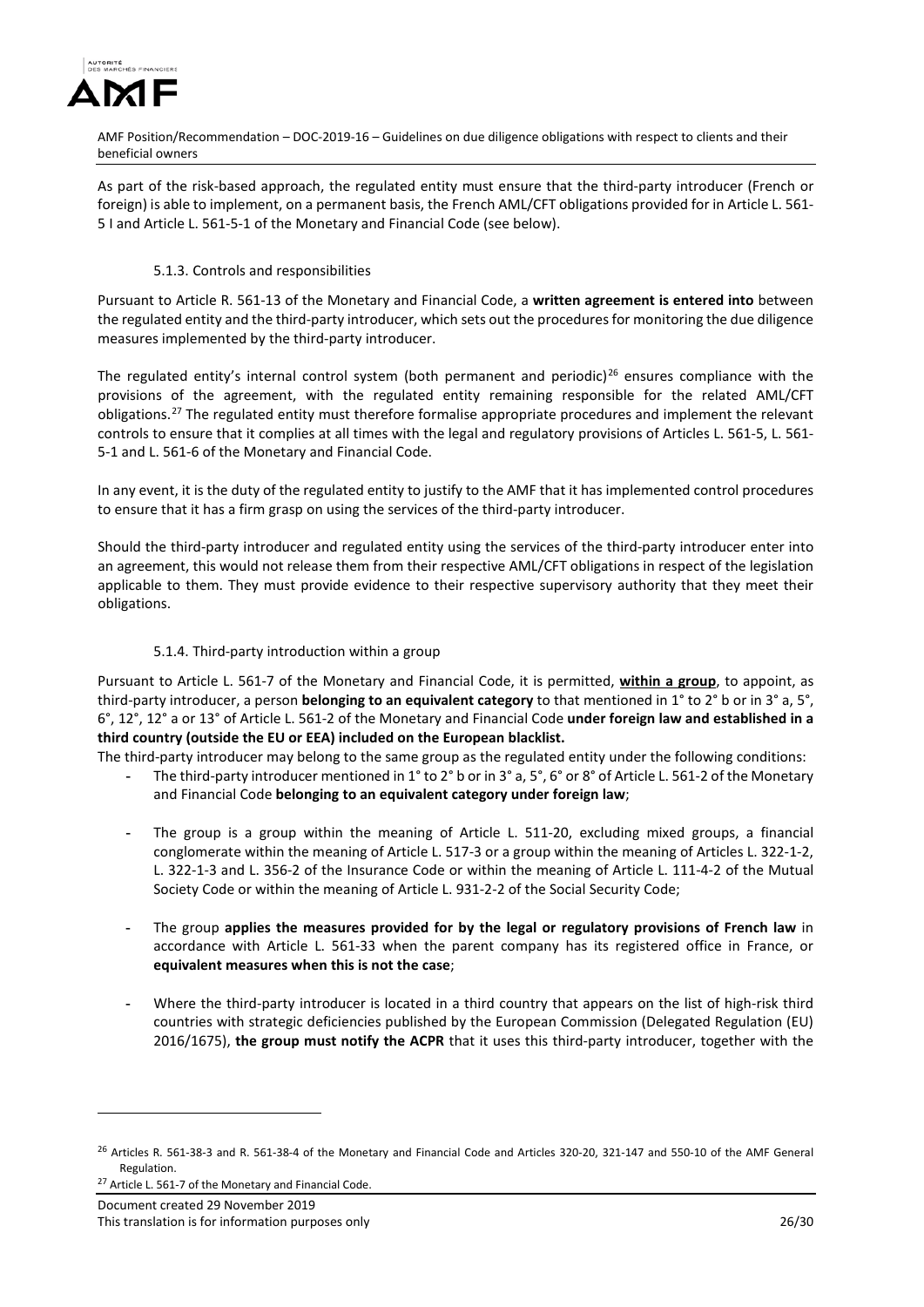As part of the risk-based approach, the regulated entity must ensure that the third-party introducer (French or foreign) is able to implement, on a permanent basis, the French AML/CFT obligations provided for in Article L. 561-5 I and Article L. 561-5-1 of the Monetary and Financial Code (see below).

### 5.1.3. Controls and responsibilities

Pursuant to Article R. 561-13 of the Monetary and Financial Code, a **written agreement is entered into** between the regulated entity and the third-party introducer, which sets out the procedures for monitoring the due diligence measures implemented by the third-party introducer.

The regulated entity's internal control system (both permanent and periodic)[26] ensures compliance with the provisions of the agreement, with the regulated entity remaining responsible for the related AML/CFT obligations.[27] The regulated entity must therefore formalise appropriate procedures and implement the relevant controls to ensure that it complies at all times with the legal and regulatory provisions of Articles L. 561-5, L. 561-5-1 and L. 561-6 of the Monetary and Financial Code.

In any event, it is the duty of the regulated entity to justify to the AMF that it has implemented control procedures to ensure that it has a firm grasp on using the services of the third-party introducer.

Should the third-party introducer and regulated entity using the services of the third-party introducer enter into an agreement, this would not release them from their respective AML/CFT obligations in respect of the legislation applicable to them. They must provide evidence to their respective supervisory authority that they meet their obligations.

### 5.1.4. Third-party introduction within a group

Pursuant to Article L. 561-7 of the Monetary and Financial Code, it is permitted, **within a group**, to appoint, as third-party introducer, a person **belonging to an equivalent category** to that mentioned in 1° to 2° b or in 3° a, 5°, 6°, 12°, 12° a or 13° of Article L. 561-2 of the Monetary and Financial Code **under foreign law and established in a third country (outside the EU or EEA) included on the European blacklist.**

The third-party introducer may belong to the same group as the regulated entity under the following conditions:

- The third-party introducer mentioned in 1° to 2° b or in 3° a, 5°, 6° or 8° of Article L. 561-2 of the Monetary and Financial Code **belonging to an equivalent category under foreign law**;
- The group is a group within the meaning of Article L. 511-20, excluding mixed groups, a financial conglomerate within the meaning of Article L. 517-3 or a group within the meaning of Articles L. 322-1-2, L. 322-1-3 and L. 356-2 of the Insurance Code or within the meaning of Article L. 111-4-2 of the Mutual Society Code or within the meaning of Article L. 931-2-2 of the Social Security Code;
- The group **applies the measures provided for by the legal or regulatory provisions of French law** in accordance with Article L. 561-33 when the parent company has its registered office in France, or **equivalent measures when this is not the case**;
- Where the third-party introducer is located in a third country that appears on the list of high-risk third countries with strategic deficiencies published by the European Commission (Delegated Regulation (EU) 2016/1675), **the group must notify the ACPR** that it uses this third-party introducer, together with the

---

[26] Articles R. 561-38-3 and R. 561-38-4 of the Monetary and Financial Code and Articles 320-20, 321-147 and 550-10 of the AMF General Regulation.

[27] Article L. 561-7 of the Monetary and Financial Code.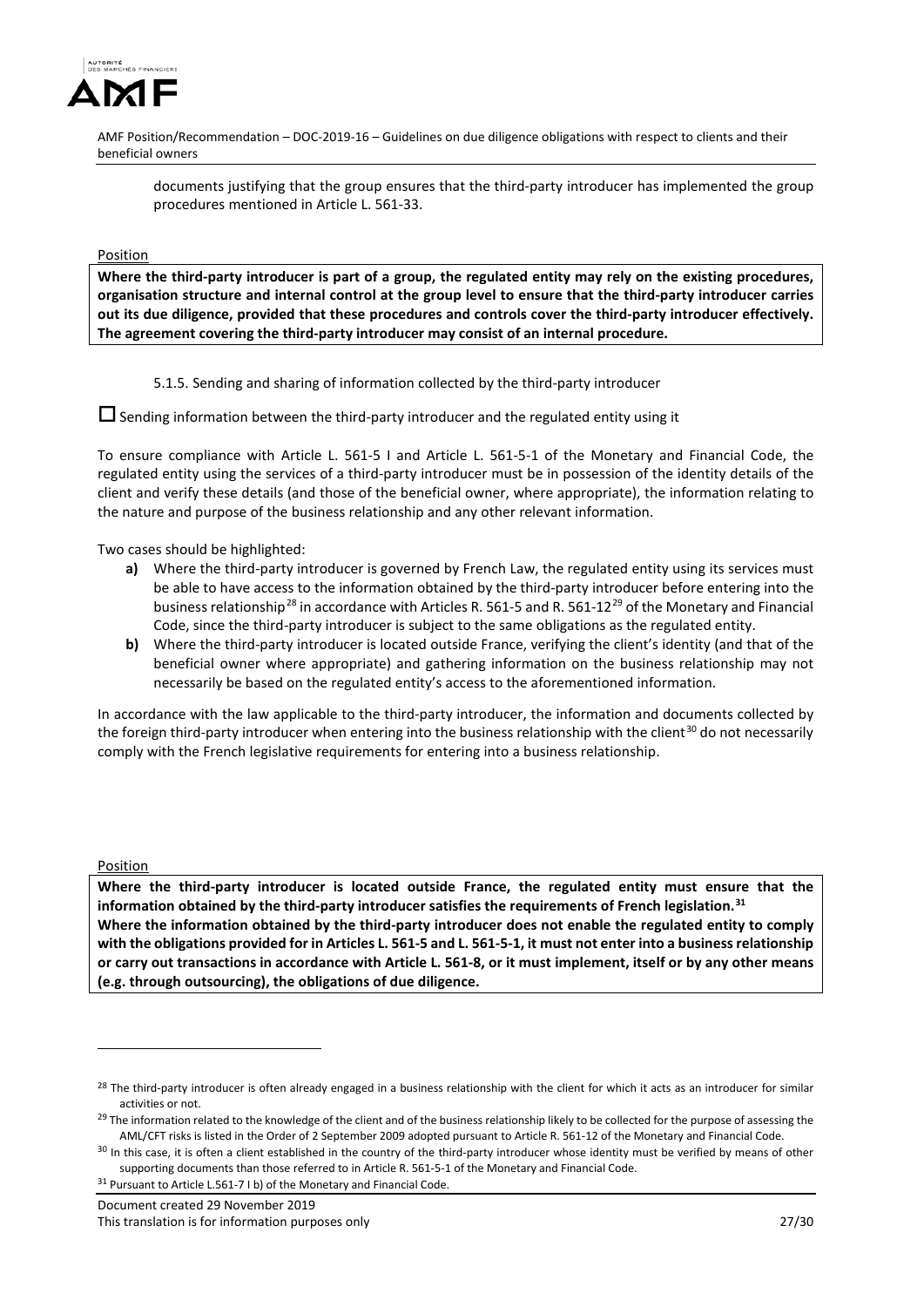documents justifying that the group ensures that the third-party introducer has implemented the group procedures mentioned in Article L. 561-33.

Position

**Where the third-party introducer is part of a group, the regulated entity may rely on the existing procedures, organisation structure and internal control at the group level to ensure that the third-party introducer carries out its due diligence, provided that these procedures and controls cover the third-party introducer effectively. The agreement covering the third-party introducer may consist of an internal procedure.**

5.1.5. Sending and sharing of information collected by the third-party introducer

☐ Sending information between the third-party introducer and the regulated entity using it

To ensure compliance with Article L. 561-5 I and Article L. 561-5-1 of the Monetary and Financial Code, the regulated entity using the services of a third-party introducer must be in possession of the identity details of the client and verify these details (and those of the beneficial owner, where appropriate), the information relating to the nature and purpose of the business relationship and any other relevant information.

Two cases should be highlighted:

- **a)** Where the third-party introducer is governed by French Law, the regulated entity using its services must be able to have access to the information obtained by the third-party introducer before entering into the business relationship[28] in accordance with Articles R. 561-5 and R. 561-12[29] of the Monetary and Financial Code, since the third-party introducer is subject to the same obligations as the regulated entity.
- **b)** Where the third-party introducer is located outside France, verifying the client's identity (and that of the beneficial owner where appropriate) and gathering information on the business relationship may not necessarily be based on the regulated entity's access to the aforementioned information.

In accordance with the law applicable to the third-party introducer, the information and documents collected by the foreign third-party introducer when entering into the business relationship with the client[30] do not necessarily comply with the French legislative requirements for entering into a business relationship.

Position

**Where the third-party introducer is located outside France, the regulated entity must ensure that the information obtained by the third-party introducer satisfies the requirements of French legislation.[31]**
**Where the information obtained by the third-party introducer does not enable the regulated entity to comply with the obligations provided for in Articles L. 561-5 and L. 561-5-1, it must not enter into a business relationship or carry out transactions in accordance with Article L. 561-8, or it must implement, itself or by any other means (e.g. through outsourcing), the obligations of due diligence.**

---

[28] The third-party introducer is often already engaged in a business relationship with the client for which it acts as an introducer for similar activities or not.

[29] The information related to the knowledge of the client and of the business relationship likely to be collected for the purpose of assessing the AML/CFT risks is listed in the Order of 2 September 2009 adopted pursuant to Article R. 561-12 of the Monetary and Financial Code.

[30] In this case, it is often a client established in the country of the third-party introducer whose identity must be verified by means of other supporting documents than those referred to in Article R. 561-5-1 of the Monetary and Financial Code.

[31] Pursuant to Article L.561-7 I b) of the Monetary and Financial Code.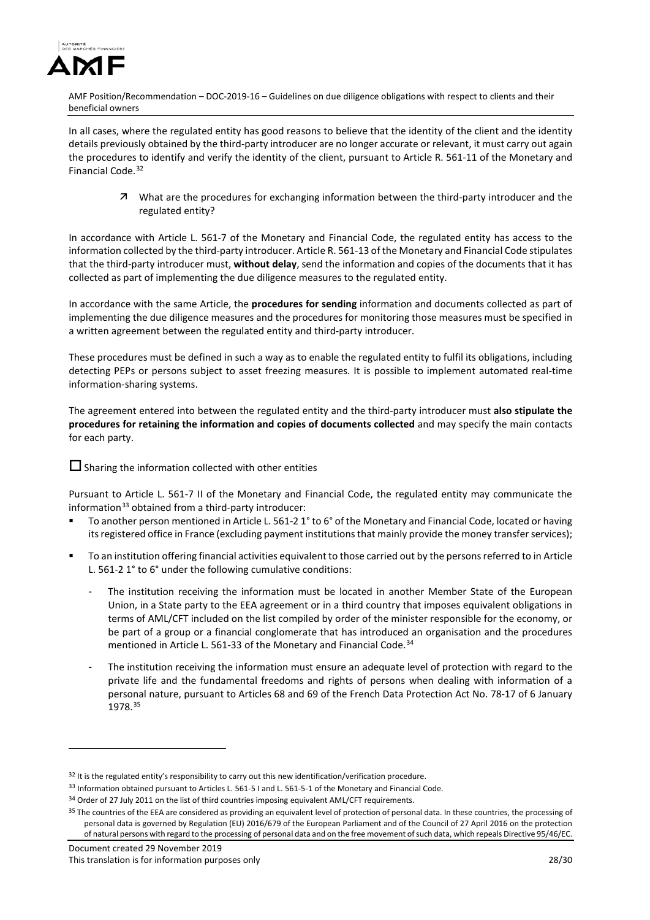In all cases, where the regulated entity has good reasons to believe that the identity of the client and the identity details previously obtained by the third-party introducer are no longer accurate or relevant, it must carry out again the procedures to identify and verify the identity of the client, pursuant to Article R. 561-11 of the Monetary and Financial Code.[32]

↗ What are the procedures for exchanging information between the third-party introducer and the regulated entity?

In accordance with Article L. 561-7 of the Monetary and Financial Code, the regulated entity has access to the information collected by the third-party introducer. Article R. 561-13 of the Monetary and Financial Code stipulates that the third-party introducer must, **without delay**, send the information and copies of the documents that it has collected as part of implementing the due diligence measures to the regulated entity.

In accordance with the same Article, the **procedures for sending** information and documents collected as part of implementing the due diligence measures and the procedures for monitoring those measures must be specified in a written agreement between the regulated entity and third-party introducer.

These procedures must be defined in such a way as to enable the regulated entity to fulfil its obligations, including detecting PEPs or persons subject to asset freezing measures. It is possible to implement automated real-time information-sharing systems.

The agreement entered into between the regulated entity and the third-party introducer must **also stipulate the procedures for retaining the information and copies of documents collected** and may specify the main contacts for each party.

☐ Sharing the information collected with other entities

Pursuant to Article L. 561-7 II of the Monetary and Financial Code, the regulated entity may communicate the information[33] obtained from a third-party introducer:

- To another person mentioned in Article L. 561-2 1° to 6° of the Monetary and Financial Code, located or having its registered office in France (excluding payment institutions that mainly provide the money transfer services);
- To an institution offering financial activities equivalent to those carried out by the persons referred to in Article L. 561-2 1° to 6° under the following cumulative conditions:
  - The institution receiving the information must be located in another Member State of the European Union, in a State party to the EEA agreement or in a third country that imposes equivalent obligations in terms of AML/CFT included on the list compiled by order of the minister responsible for the economy, or be part of a group or a financial conglomerate that has introduced an organisation and the procedures mentioned in Article L. 561-33 of the Monetary and Financial Code.[34]
  - The institution receiving the information must ensure an adequate level of protection with regard to the private life and the fundamental freedoms and rights of persons when dealing with information of a personal nature, pursuant to Articles 68 and 69 of the French Data Protection Act No. 78-17 of 6 January 1978.[35]

---

[32] It is the regulated entity's responsibility to carry out this new identification/verification procedure.

[33] Information obtained pursuant to Articles L. 561-5 I and L. 561-5-1 of the Monetary and Financial Code.

[34] Order of 27 July 2011 on the list of third countries imposing equivalent AML/CFT requirements.

[35] The countries of the EEA are considered as providing an equivalent level of protection of personal data. In these countries, the processing of personal data is governed by Regulation (EU) 2016/679 of the European Parliament and of the Council of 27 April 2016 on the protection of natural persons with regard to the processing of personal data and on the free movement of such data, which repeals Directive 95/46/EC.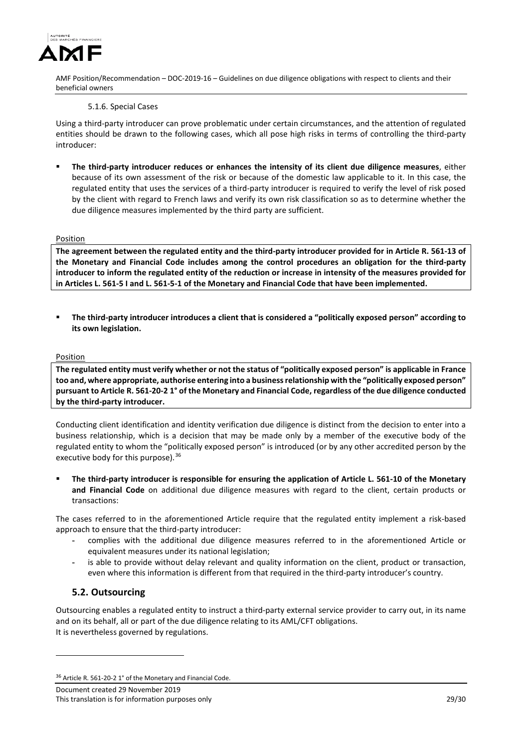#### 5.1.6. Special Cases

Using a third-party introducer can prove problematic under certain circumstances, and the attention of regulated entities should be drawn to the following cases, which all pose high risks in terms of controlling the third-party introducer:

- **The third-party introducer reduces or enhances the intensity of its client due diligence measures**, either because of its own assessment of the risk or because of the domestic law applicable to it. In this case, the regulated entity that uses the services of a third-party introducer is required to verify the level of risk posed by the client with regard to French laws and verify its own risk classification so as to determine whether the due diligence measures implemented by the third party are sufficient.

Position

**The agreement between the regulated entity and the third-party introducer provided for in Article R. 561-13 of the Monetary and Financial Code includes among the control procedures an obligation for the third-party introducer to inform the regulated entity of the reduction or increase in intensity of the measures provided for in Articles L. 561-5 I and L. 561-5-1 of the Monetary and Financial Code that have been implemented.**

- **The third-party introducer introduces a client that is considered a "politically exposed person" according to its own legislation.**

Position

**The regulated entity must verify whether or not the status of "politically exposed person" is applicable in France too and, where appropriate, authorise entering into a business relationship with the "politically exposed person" pursuant to Article R. 561-20-2 1° of the Monetary and Financial Code, regardless of the due diligence conducted by the third-party introducer.**

Conducting client identification and identity verification due diligence is distinct from the decision to enter into a business relationship, which is a decision that may be made only by a member of the executive body of the regulated entity to whom the "politically exposed person" is introduced (or by any other accredited person by the executive body for this purpose).[36]

- **The third-party introducer is responsible for ensuring the application of Article L. 561-10 of the Monetary and Financial Code** on additional due diligence measures with regard to the client, certain products or transactions:

The cases referred to in the aforementioned Article require that the regulated entity implement a risk-based approach to ensure that the third-party introducer:

- complies with the additional due diligence measures referred to in the aforementioned Article or equivalent measures under its national legislation;
- is able to provide without delay relevant and quality information on the client, product or transaction, even where this information is different from that required in the third-party introducer's country.

## 5.2. Outsourcing

Outsourcing enables a regulated entity to instruct a third-party external service provider to carry out, in its name and on its behalf, all or part of the due diligence relating to its AML/CFT obligations.
It is nevertheless governed by regulations.

[36] Article R. 561-20-2 1° of the Monetary and Financial Code.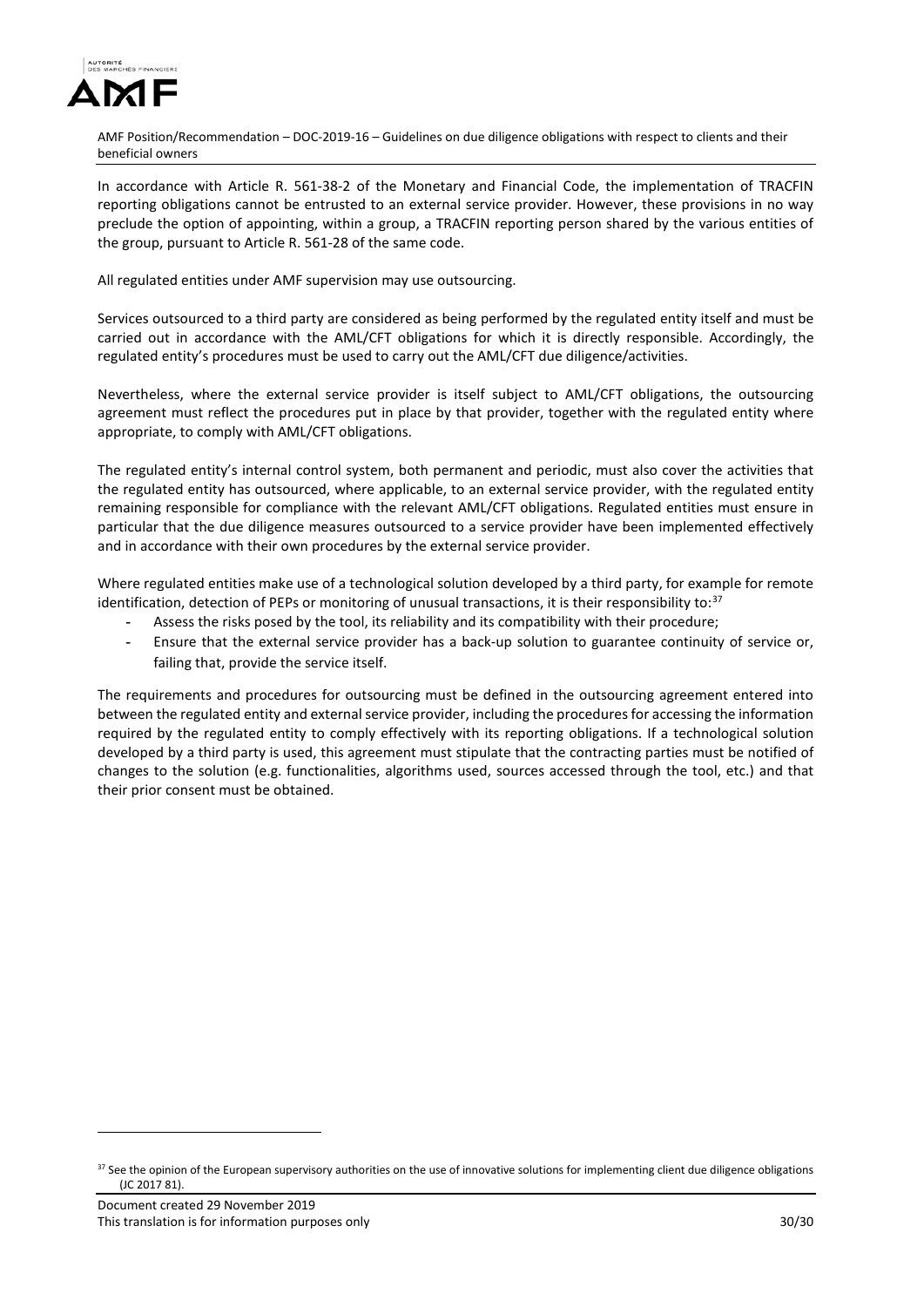In accordance with Article R. 561-38-2 of the Monetary and Financial Code, the implementation of TRACFIN reporting obligations cannot be entrusted to an external service provider. However, these provisions in no way preclude the option of appointing, within a group, a TRACFIN reporting person shared by the various entities of the group, pursuant to Article R. 561-28 of the same code.

All regulated entities under AMF supervision may use outsourcing.

Services outsourced to a third party are considered as being performed by the regulated entity itself and must be carried out in accordance with the AML/CFT obligations for which it is directly responsible. Accordingly, the regulated entity's procedures must be used to carry out the AML/CFT due diligence/activities.

Nevertheless, where the external service provider is itself subject to AML/CFT obligations, the outsourcing agreement must reflect the procedures put in place by that provider, together with the regulated entity where appropriate, to comply with AML/CFT obligations.

The regulated entity's internal control system, both permanent and periodic, must also cover the activities that the regulated entity has outsourced, where applicable, to an external service provider, with the regulated entity remaining responsible for compliance with the relevant AML/CFT obligations. Regulated entities must ensure in particular that the due diligence measures outsourced to a service provider have been implemented effectively and in accordance with their own procedures by the external service provider.

Where regulated entities make use of a technological solution developed by a third party, for example for remote identification, detection of PEPs or monitoring of unusual transactions, it is their responsibility to:[37]

- Assess the risks posed by the tool, its reliability and its compatibility with their procedure;
- Ensure that the external service provider has a back-up solution to guarantee continuity of service or, failing that, provide the service itself.

The requirements and procedures for outsourcing must be defined in the outsourcing agreement entered into between the regulated entity and external service provider, including the procedures for accessing the information required by the regulated entity to comply effectively with its reporting obligations. If a technological solution developed by a third party is used, this agreement must stipulate that the contracting parties must be notified of changes to the solution (e.g. functionalities, algorithms used, sources accessed through the tool, etc.) and that their prior consent must be obtained.

[37] See the opinion of the European supervisory authorities on the use of innovative solutions for implementing client due diligence obligations (JC 2017 81).